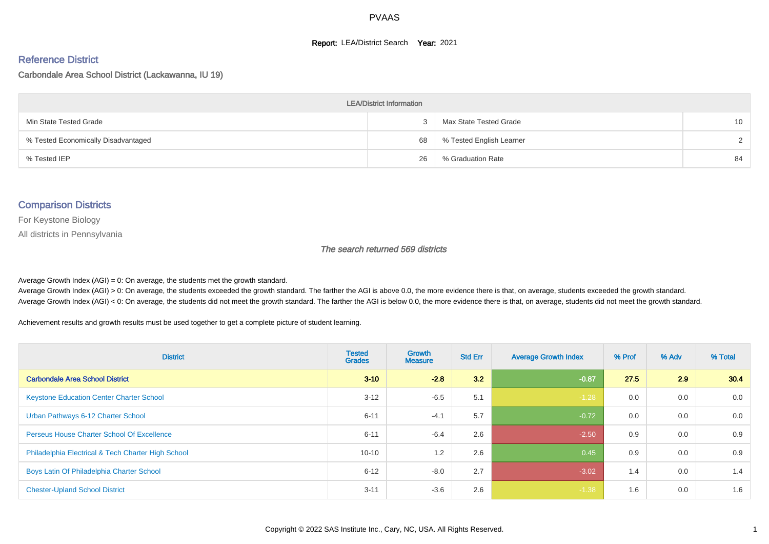# PVAAS

**Report:** LEA/District Search **Year:** 2021

## Reference District

Carbondale Area School District (Lackawanna, IU 19)

| LEA/District Information | | | |
|---|---|---|---|
| Min State Tested Grade | 3 | Max State Tested Grade | 10 |
| % Tested Economically Disadvantaged | 68 | % Tested English Learner | 2 |
| % Tested IEP | 26 | % Graduation Rate | 84 |

## Comparison Districts

For Keystone Biology

All districts in Pennsylvania

*The search returned 569 districts*

Average Growth Index (AGI) = 0: On average, the students met the growth standard.
Average Growth Index (AGI) > 0: On average, the students exceeded the growth standard. The farther the AGI is above 0.0, the more evidence there is that, on average, students exceeded the growth standard.
Average Growth Index (AGI) < 0: On average, the students did not meet the growth standard. The farther the AGI is below 0.0, the more evidence there is that, on average, students did not meet the growth standard.

Achievement results and growth results must be used together to get a complete picture of student learning.

| District | Tested Grades | Growth Measure | Std Err | Average Growth Index | % Prof | % Adv | % Total |
|---|---|---|---|---|---|---|---|
| **Carbondale Area School District** | **3-10** | **-2.8** | **3.2** | **-0.87** | **27.5** | **2.9** | **30.4** |
| Keystone Education Center Charter School | 3-12 | -6.5 | 5.1 | -1.28 | 0.0 | 0.0 | 0.0 |
| Urban Pathways 6-12 Charter School | 6-11 | -4.1 | 5.7 | -0.72 | 0.0 | 0.0 | 0.0 |
| Perseus House Charter School Of Excellence | 6-11 | -6.4 | 2.6 | -2.50 | 0.9 | 0.0 | 0.9 |
| Philadelphia Electrical & Tech Charter High School | 10-10 | 1.2 | 2.6 | 0.45 | 0.9 | 0.0 | 0.9 |
| Boys Latin Of Philadelphia Charter School | 6-12 | -8.0 | 2.7 | -3.02 | 1.4 | 0.0 | 1.4 |
| Chester-Upland School District | 3-11 | -3.6 | 2.6 | -1.38 | 1.6 | 0.0 | 1.6 |

Copyright © 2022 SAS Institute Inc., Cary, NC, USA. All Rights Reserved.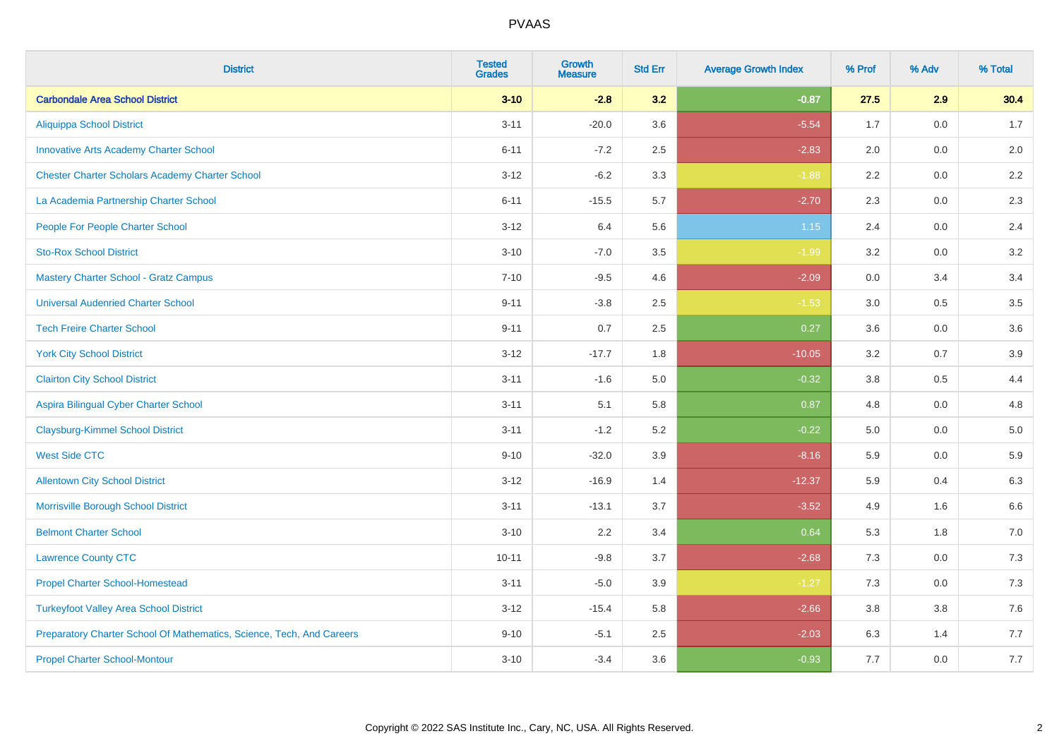# PVAAS

| District | Tested Grades | Growth Measure | Std Err | Average Growth Index | % Prof | % Adv | % Total |
|---|---|---|---|---|---|---|---|
| **Carbondale Area School District** | **3-10** | **-2.8** | **3.2** | **-0.87** | **27.5** | **2.9** | **30.4** |
| Aliquippa School District | 3-11 | -20.0 | 3.6 | -5.54 | 1.7 | 0.0 | 1.7 |
| Innovative Arts Academy Charter School | 6-11 | -7.2 | 2.5 | -2.83 | 2.0 | 0.0 | 2.0 |
| Chester Charter Scholars Academy Charter School | 3-12 | -6.2 | 3.3 | -1.88 | 2.2 | 0.0 | 2.2 |
| La Academia Partnership Charter School | 6-11 | -15.5 | 5.7 | -2.70 | 2.3 | 0.0 | 2.3 |
| People For People Charter School | 3-12 | 6.4 | 5.6 | 1.15 | 2.4 | 0.0 | 2.4 |
| Sto-Rox School District | 3-10 | -7.0 | 3.5 | -1.99 | 3.2 | 0.0 | 3.2 |
| Mastery Charter School - Gratz Campus | 7-10 | -9.5 | 4.6 | -2.09 | 0.0 | 3.4 | 3.4 |
| Universal Audenried Charter School | 9-11 | -3.8 | 2.5 | -1.53 | 3.0 | 0.5 | 3.5 |
| Tech Freire Charter School | 9-11 | 0.7 | 2.5 | 0.27 | 3.6 | 0.0 | 3.6 |
| York City School District | 3-12 | -17.7 | 1.8 | -10.05 | 3.2 | 0.7 | 3.9 |
| Clairton City School District | 3-11 | -1.6 | 5.0 | -0.32 | 3.8 | 0.5 | 4.4 |
| Aspira Bilingual Cyber Charter School | 3-11 | 5.1 | 5.8 | 0.87 | 4.8 | 0.0 | 4.8 |
| Claysburg-Kimmel School District | 3-11 | -1.2 | 5.2 | -0.22 | 5.0 | 0.0 | 5.0 |
| West Side CTC | 9-10 | -32.0 | 3.9 | -8.16 | 5.9 | 0.0 | 5.9 |
| Allentown City School District | 3-12 | -16.9 | 1.4 | -12.37 | 5.9 | 0.4 | 6.3 |
| Morrisville Borough School District | 3-11 | -13.1 | 3.7 | -3.52 | 4.9 | 1.6 | 6.6 |
| Belmont Charter School | 3-10 | 2.2 | 3.4 | 0.64 | 5.3 | 1.8 | 7.0 |
| Lawrence County CTC | 10-11 | -9.8 | 3.7 | -2.68 | 7.3 | 0.0 | 7.3 |
| Propel Charter School-Homestead | 3-11 | -5.0 | 3.9 | -1.27 | 7.3 | 0.0 | 7.3 |
| Turkeyfoot Valley Area School District | 3-12 | -15.4 | 5.8 | -2.66 | 3.8 | 3.8 | 7.6 |
| Preparatory Charter School Of Mathematics, Science, Tech, And Careers | 9-10 | -5.1 | 2.5 | -2.03 | 6.3 | 1.4 | 7.7 |
| Propel Charter School-Montour | 3-10 | -3.4 | 3.6 | -0.93 | 7.7 | 0.0 | 7.7 |

Copyright © 2022 SAS Institute Inc., Cary, NC, USA. All Rights Reserved.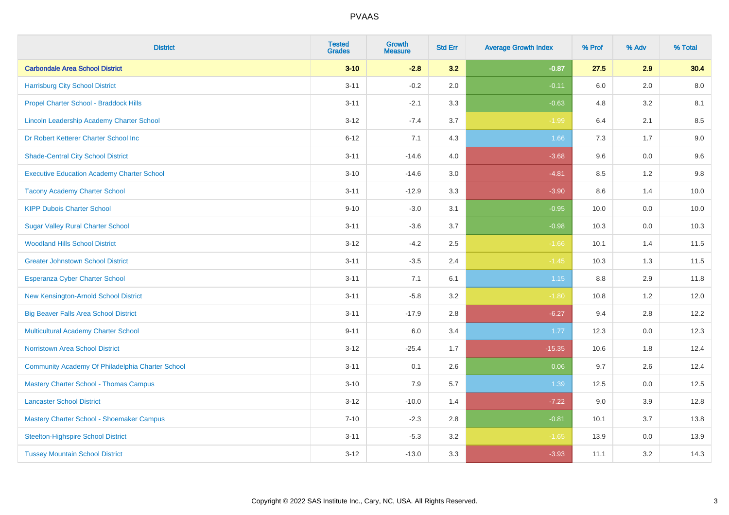| District | Tested Grades | Growth Measure | Std Err | Average Growth Index | % Prof | % Adv | % Total |
|---|---|---|---|---|---|---|---|
| **Carbondale Area School District** | **3-10** | **-2.8** | **3.2** | **-0.87** | **27.5** | **2.9** | **30.4** |
| Harrisburg City School District | 3-11 | -0.2 | 2.0 | -0.11 | 6.0 | 2.0 | 8.0 |
| Propel Charter School - Braddock Hills | 3-11 | -2.1 | 3.3 | -0.63 | 4.8 | 3.2 | 8.1 |
| Lincoln Leadership Academy Charter School | 3-12 | -7.4 | 3.7 | -1.99 | 6.4 | 2.1 | 8.5 |
| Dr Robert Ketterer Charter School Inc | 6-12 | 7.1 | 4.3 | 1.66 | 7.3 | 1.7 | 9.0 |
| Shade-Central City School District | 3-11 | -14.6 | 4.0 | -3.68 | 9.6 | 0.0 | 9.6 |
| Executive Education Academy Charter School | 3-10 | -14.6 | 3.0 | -4.81 | 8.5 | 1.2 | 9.8 |
| Tacony Academy Charter School | 3-11 | -12.9 | 3.3 | -3.90 | 8.6 | 1.4 | 10.0 |
| KIPP Dubois Charter School | 9-10 | -3.0 | 3.1 | -0.95 | 10.0 | 0.0 | 10.0 |
| Sugar Valley Rural Charter School | 3-11 | -3.6 | 3.7 | -0.98 | 10.3 | 0.0 | 10.3 |
| Woodland Hills School District | 3-12 | -4.2 | 2.5 | -1.66 | 10.1 | 1.4 | 11.5 |
| Greater Johnstown School District | 3-11 | -3.5 | 2.4 | -1.45 | 10.3 | 1.3 | 11.5 |
| Esperanza Cyber Charter School | 3-11 | 7.1 | 6.1 | 1.15 | 8.8 | 2.9 | 11.8 |
| New Kensington-Arnold School District | 3-11 | -5.8 | 3.2 | -1.80 | 10.8 | 1.2 | 12.0 |
| Big Beaver Falls Area School District | 3-11 | -17.9 | 2.8 | -6.27 | 9.4 | 2.8 | 12.2 |
| Multicultural Academy Charter School | 9-11 | 6.0 | 3.4 | 1.77 | 12.3 | 0.0 | 12.3 |
| Norristown Area School District | 3-12 | -25.4 | 1.7 | -15.35 | 10.6 | 1.8 | 12.4 |
| Community Academy Of Philadelphia Charter School | 3-11 | 0.1 | 2.6 | 0.06 | 9.7 | 2.6 | 12.4 |
| Mastery Charter School - Thomas Campus | 3-10 | 7.9 | 5.7 | 1.39 | 12.5 | 0.0 | 12.5 |
| Lancaster School District | 3-12 | -10.0 | 1.4 | -7.22 | 9.0 | 3.9 | 12.8 |
| Mastery Charter School - Shoemaker Campus | 7-10 | -2.3 | 2.8 | -0.81 | 10.1 | 3.7 | 13.8 |
| Steelton-Highspire School District | 3-11 | -5.3 | 3.2 | -1.65 | 13.9 | 0.0 | 13.9 |
| Tussey Mountain School District | 3-12 | -13.0 | 3.3 | -3.93 | 11.1 | 3.2 | 14.3 |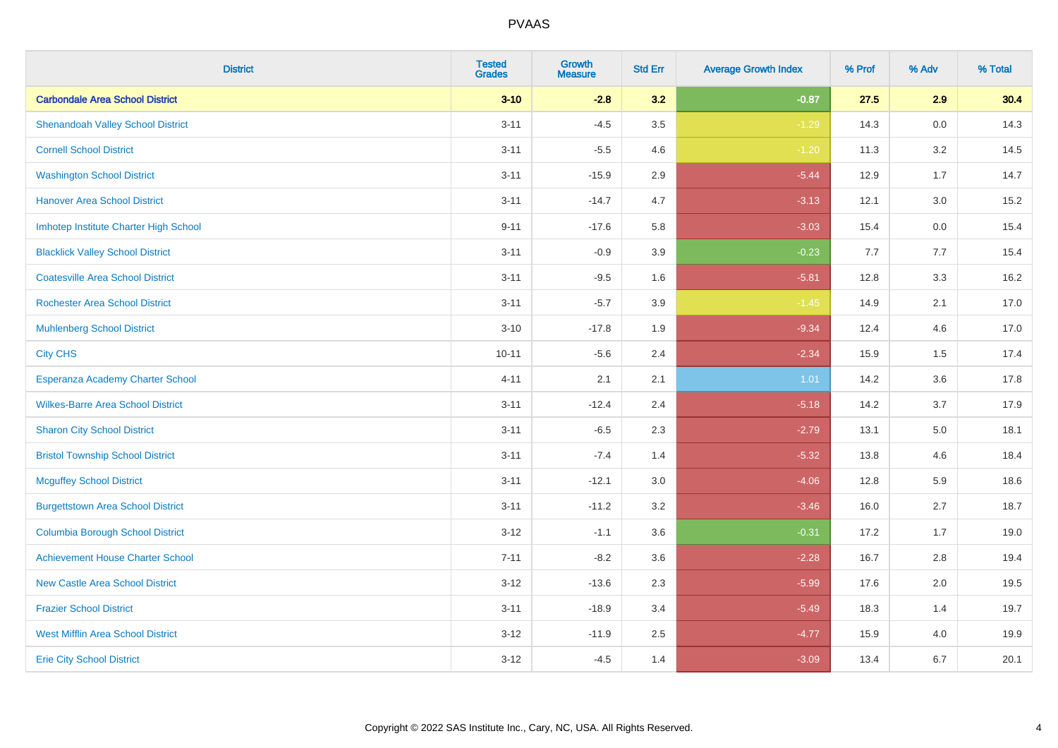| District | Tested Grades | Growth Measure | Std Err | Average Growth Index | % Prof | % Adv | % Total |
|---|---|---|---|---|---|---|---|
| **Carbondale Area School District** | **3-10** | **-2.8** | **3.2** | **-0.87** | **27.5** | **2.9** | **30.4** |
| Shenandoah Valley School District | 3-11 | -4.5 | 3.5 | -1.29 | 14.3 | 0.0 | 14.3 |
| Cornell School District | 3-11 | -5.5 | 4.6 | -1.20 | 11.3 | 3.2 | 14.5 |
| Washington School District | 3-11 | -15.9 | 2.9 | -5.44 | 12.9 | 1.7 | 14.7 |
| Hanover Area School District | 3-11 | -14.7 | 4.7 | -3.13 | 12.1 | 3.0 | 15.2 |
| Imhotep Institute Charter High School | 9-11 | -17.6 | 5.8 | -3.03 | 15.4 | 0.0 | 15.4 |
| Blacklick Valley School District | 3-11 | -0.9 | 3.9 | -0.23 | 7.7 | 7.7 | 15.4 |
| Coatesville Area School District | 3-11 | -9.5 | 1.6 | -5.81 | 12.8 | 3.3 | 16.2 |
| Rochester Area School District | 3-11 | -5.7 | 3.9 | -1.45 | 14.9 | 2.1 | 17.0 |
| Muhlenberg School District | 3-10 | -17.8 | 1.9 | -9.34 | 12.4 | 4.6 | 17.0 |
| City CHS | 10-11 | -5.6 | 2.4 | -2.34 | 15.9 | 1.5 | 17.4 |
| Esperanza Academy Charter School | 4-11 | 2.1 | 2.1 | 1.01 | 14.2 | 3.6 | 17.8 |
| Wilkes-Barre Area School District | 3-11 | -12.4 | 2.4 | -5.18 | 14.2 | 3.7 | 17.9 |
| Sharon City School District | 3-11 | -6.5 | 2.3 | -2.79 | 13.1 | 5.0 | 18.1 |
| Bristol Township School District | 3-11 | -7.4 | 1.4 | -5.32 | 13.8 | 4.6 | 18.4 |
| Mcguffey School District | 3-11 | -12.1 | 3.0 | -4.06 | 12.8 | 5.9 | 18.6 |
| Burgettstown Area School District | 3-11 | -11.2 | 3.2 | -3.46 | 16.0 | 2.7 | 18.7 |
| Columbia Borough School District | 3-12 | -1.1 | 3.6 | -0.31 | 17.2 | 1.7 | 19.0 |
| Achievement House Charter School | 7-11 | -8.2 | 3.6 | -2.28 | 16.7 | 2.8 | 19.4 |
| New Castle Area School District | 3-12 | -13.6 | 2.3 | -5.99 | 17.6 | 2.0 | 19.5 |
| Frazier School District | 3-11 | -18.9 | 3.4 | -5.49 | 18.3 | 1.4 | 19.7 |
| West Mifflin Area School District | 3-12 | -11.9 | 2.5 | -4.77 | 15.9 | 4.0 | 19.9 |
| Erie City School District | 3-12 | -4.5 | 1.4 | -3.09 | 13.4 | 6.7 | 20.1 |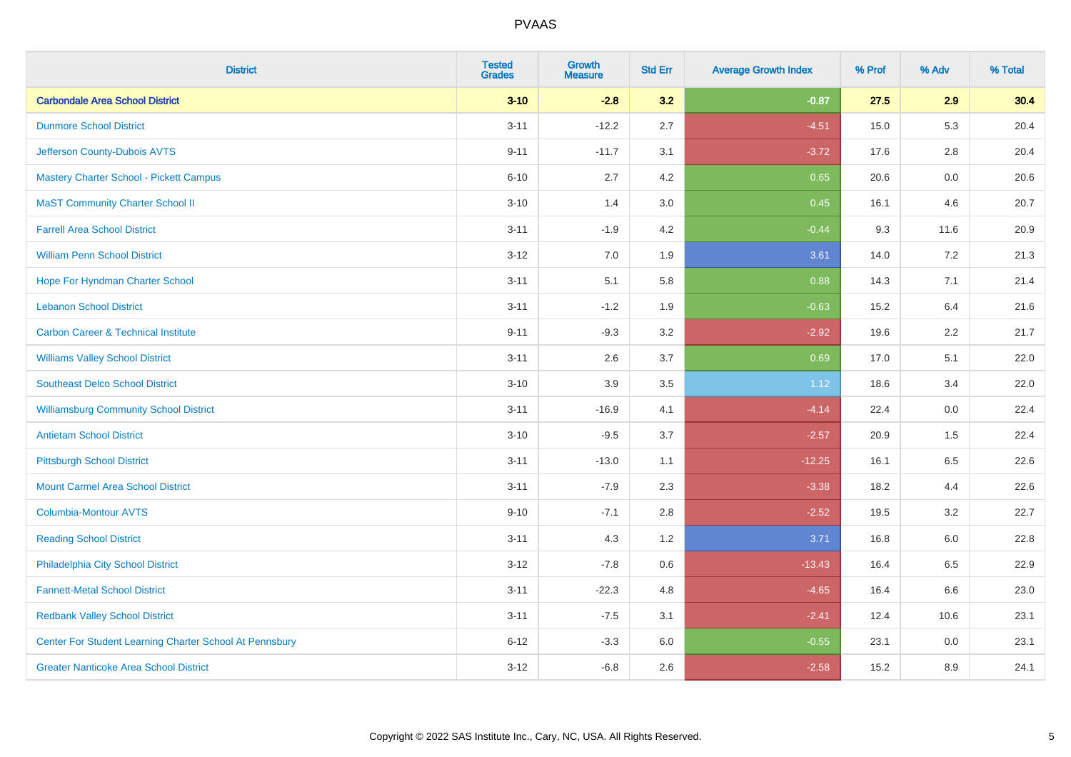# PVAAS

| District | Tested Grades | Growth Measure | Std Err | Average Growth Index | % Prof | % Adv | % Total |
|---|---|---|---|---|---|---|---|
| **Carbondale Area School District** | **3-10** | **-2.8** | **3.2** | **-0.87** | **27.5** | **2.9** | **30.4** |
| Dunmore School District | 3-11 | -12.2 | 2.7 | -4.51 | 15.0 | 5.3 | 20.4 |
| Jefferson County-Dubois AVTS | 9-11 | -11.7 | 3.1 | -3.72 | 17.6 | 2.8 | 20.4 |
| Mastery Charter School - Pickett Campus | 6-10 | 2.7 | 4.2 | 0.65 | 20.6 | 0.0 | 20.6 |
| MaST Community Charter School II | 3-10 | 1.4 | 3.0 | 0.45 | 16.1 | 4.6 | 20.7 |
| Farrell Area School District | 3-11 | -1.9 | 4.2 | -0.44 | 9.3 | 11.6 | 20.9 |
| William Penn School District | 3-12 | 7.0 | 1.9 | 3.61 | 14.0 | 7.2 | 21.3 |
| Hope For Hyndman Charter School | 3-11 | 5.1 | 5.8 | 0.88 | 14.3 | 7.1 | 21.4 |
| Lebanon School District | 3-11 | -1.2 | 1.9 | -0.63 | 15.2 | 6.4 | 21.6 |
| Carbon Career & Technical Institute | 9-11 | -9.3 | 3.2 | -2.92 | 19.6 | 2.2 | 21.7 |
| Williams Valley School District | 3-11 | 2.6 | 3.7 | 0.69 | 17.0 | 5.1 | 22.0 |
| Southeast Delco School District | 3-10 | 3.9 | 3.5 | 1.12 | 18.6 | 3.4 | 22.0 |
| Williamsburg Community School District | 3-11 | -16.9 | 4.1 | -4.14 | 22.4 | 0.0 | 22.4 |
| Antietam School District | 3-10 | -9.5 | 3.7 | -2.57 | 20.9 | 1.5 | 22.4 |
| Pittsburgh School District | 3-11 | -13.0 | 1.1 | -12.25 | 16.1 | 6.5 | 22.6 |
| Mount Carmel Area School District | 3-11 | -7.9 | 2.3 | -3.38 | 18.2 | 4.4 | 22.6 |
| Columbia-Montour AVTS | 9-10 | -7.1 | 2.8 | -2.52 | 19.5 | 3.2 | 22.7 |
| Reading School District | 3-11 | 4.3 | 1.2 | 3.71 | 16.8 | 6.0 | 22.8 |
| Philadelphia City School District | 3-12 | -7.8 | 0.6 | -13.43 | 16.4 | 6.5 | 22.9 |
| Fannett-Metal School District | 3-11 | -22.3 | 4.8 | -4.65 | 16.4 | 6.6 | 23.0 |
| Redbank Valley School District | 3-11 | -7.5 | 3.1 | -2.41 | 12.4 | 10.6 | 23.1 |
| Center For Student Learning Charter School At Pennsbury | 6-12 | -3.3 | 6.0 | -0.55 | 23.1 | 0.0 | 23.1 |
| Greater Nanticoke Area School District | 3-12 | -6.8 | 2.6 | -2.58 | 15.2 | 8.9 | 24.1 |

Copyright © 2022 SAS Institute Inc., Cary, NC, USA. All Rights Reserved.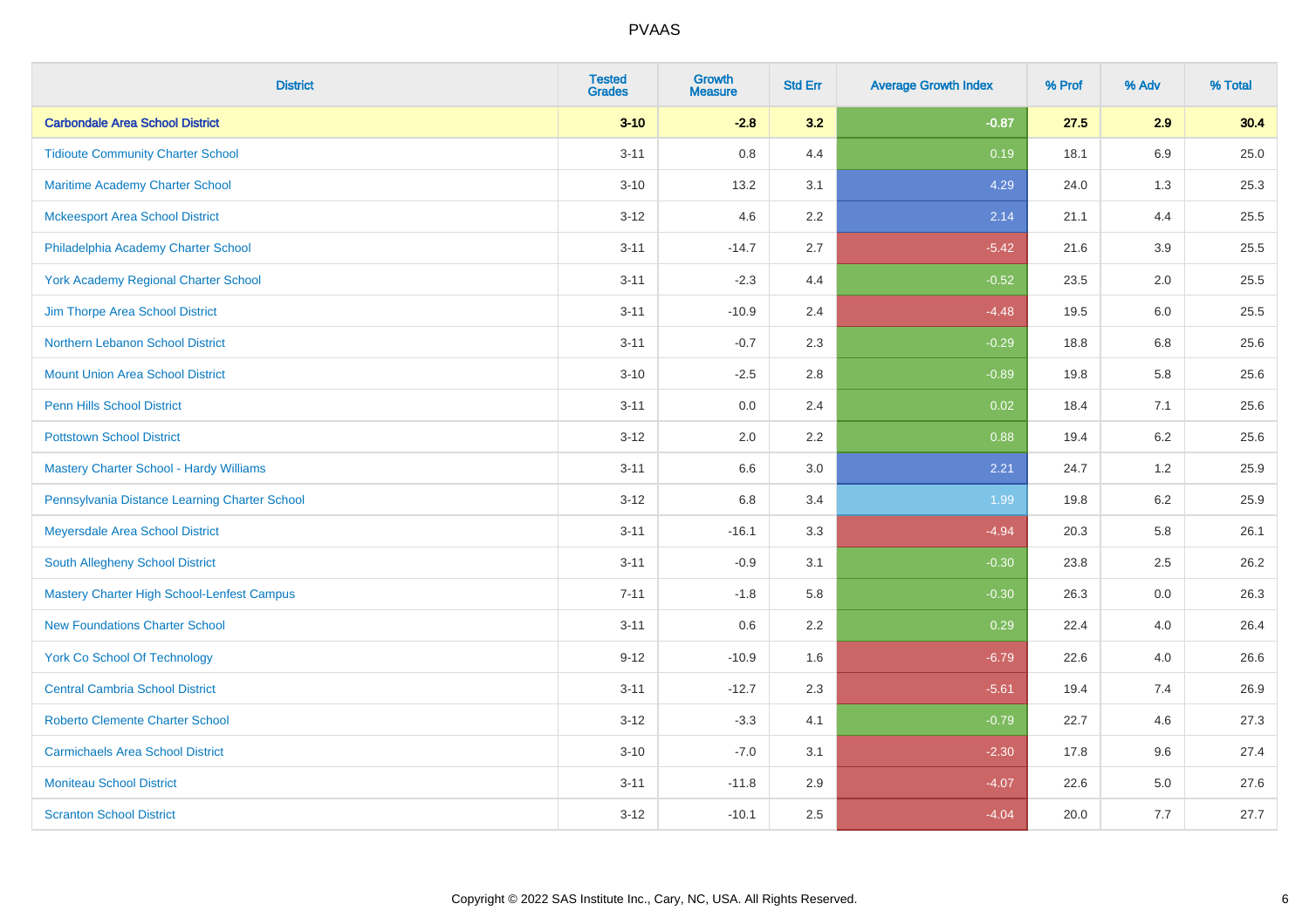# PVAAS

| District | Tested Grades | Growth Measure | Std Err | Average Growth Index | % Prof | % Adv | % Total |
|---|---|---|---|---|---|---|---|
| **Carbondale Area School District** | **3-10** | **-2.8** | **3.2** | **-0.87** | **27.5** | **2.9** | **30.4** |
| Tidioute Community Charter School | 3-11 | 0.8 | 4.4 | 0.19 | 18.1 | 6.9 | 25.0 |
| Maritime Academy Charter School | 3-10 | 13.2 | 3.1 | 4.29 | 24.0 | 1.3 | 25.3 |
| Mckeesport Area School District | 3-12 | 4.6 | 2.2 | 2.14 | 21.1 | 4.4 | 25.5 |
| Philadelphia Academy Charter School | 3-11 | -14.7 | 2.7 | -5.42 | 21.6 | 3.9 | 25.5 |
| York Academy Regional Charter School | 3-11 | -2.3 | 4.4 | -0.52 | 23.5 | 2.0 | 25.5 |
| Jim Thorpe Area School District | 3-11 | -10.9 | 2.4 | -4.48 | 19.5 | 6.0 | 25.5 |
| Northern Lebanon School District | 3-11 | -0.7 | 2.3 | -0.29 | 18.8 | 6.8 | 25.6 |
| Mount Union Area School District | 3-10 | -2.5 | 2.8 | -0.89 | 19.8 | 5.8 | 25.6 |
| Penn Hills School District | 3-11 | 0.0 | 2.4 | 0.02 | 18.4 | 7.1 | 25.6 |
| Pottstown School District | 3-12 | 2.0 | 2.2 | 0.88 | 19.4 | 6.2 | 25.6 |
| Mastery Charter School - Hardy Williams | 3-11 | 6.6 | 3.0 | 2.21 | 24.7 | 1.2 | 25.9 |
| Pennsylvania Distance Learning Charter School | 3-12 | 6.8 | 3.4 | 1.99 | 19.8 | 6.2 | 25.9 |
| Meyersdale Area School District | 3-11 | -16.1 | 3.3 | -4.94 | 20.3 | 5.8 | 26.1 |
| South Allegheny School District | 3-11 | -0.9 | 3.1 | -0.30 | 23.8 | 2.5 | 26.2 |
| Mastery Charter High School-Lenfest Campus | 7-11 | -1.8 | 5.8 | -0.30 | 26.3 | 0.0 | 26.3 |
| New Foundations Charter School | 3-11 | 0.6 | 2.2 | 0.29 | 22.4 | 4.0 | 26.4 |
| York Co School Of Technology | 9-12 | -10.9 | 1.6 | -6.79 | 22.6 | 4.0 | 26.6 |
| Central Cambria School District | 3-11 | -12.7 | 2.3 | -5.61 | 19.4 | 7.4 | 26.9 |
| Roberto Clemente Charter School | 3-12 | -3.3 | 4.1 | -0.79 | 22.7 | 4.6 | 27.3 |
| Carmichaels Area School District | 3-10 | -7.0 | 3.1 | -2.30 | 17.8 | 9.6 | 27.4 |
| Moniteau School District | 3-11 | -11.8 | 2.9 | -4.07 | 22.6 | 5.0 | 27.6 |
| Scranton School District | 3-12 | -10.1 | 2.5 | -4.04 | 20.0 | 7.7 | 27.7 |

Copyright © 2022 SAS Institute Inc., Cary, NC, USA. All Rights Reserved.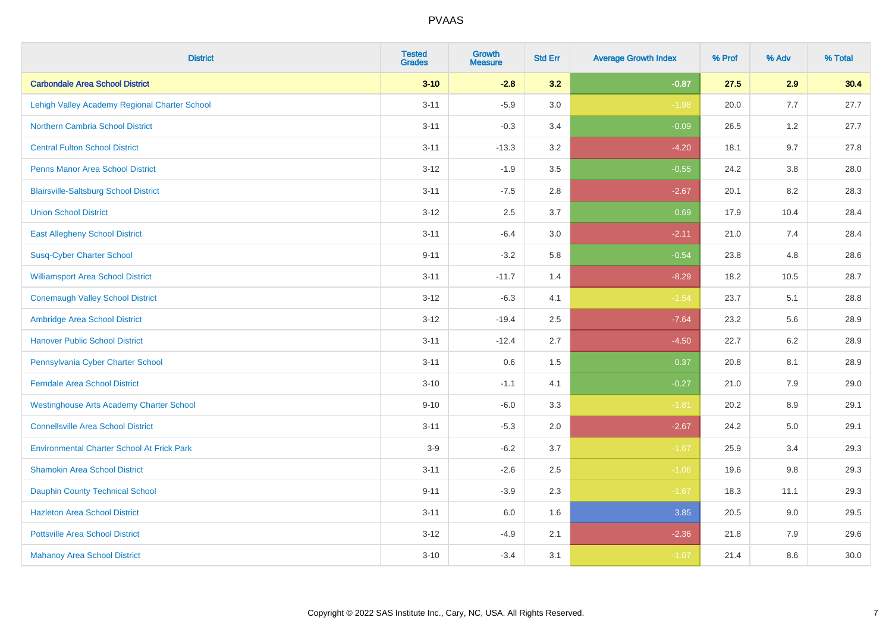# PVAAS

| District | Tested Grades | Growth Measure | Std Err | Average Growth Index | % Prof | % Adv | % Total |
|---|---|---|---|---|---|---|---|
| **Carbondale Area School District** | **3-10** | **-2.8** | **3.2** | **-0.87** | **27.5** | **2.9** | **30.4** |
| Lehigh Valley Academy Regional Charter School | 3-11 | -5.9 | 3.0 | -1.98 | 20.0 | 7.7 | 27.7 |
| Northern Cambria School District | 3-11 | -0.3 | 3.4 | -0.09 | 26.5 | 1.2 | 27.7 |
| Central Fulton School District | 3-11 | -13.3 | 3.2 | -4.20 | 18.1 | 9.7 | 27.8 |
| Penns Manor Area School District | 3-12 | -1.9 | 3.5 | -0.55 | 24.2 | 3.8 | 28.0 |
| Blairsville-Saltsburg School District | 3-11 | -7.5 | 2.8 | -2.67 | 20.1 | 8.2 | 28.3 |
| Union School District | 3-12 | 2.5 | 3.7 | 0.69 | 17.9 | 10.4 | 28.4 |
| East Allegheny School District | 3-11 | -6.4 | 3.0 | -2.11 | 21.0 | 7.4 | 28.4 |
| Susq-Cyber Charter School | 9-11 | -3.2 | 5.8 | -0.54 | 23.8 | 4.8 | 28.6 |
| Williamsport Area School District | 3-11 | -11.7 | 1.4 | -8.29 | 18.2 | 10.5 | 28.7 |
| Conemaugh Valley School District | 3-12 | -6.3 | 4.1 | -1.54 | 23.7 | 5.1 | 28.8 |
| Ambridge Area School District | 3-12 | -19.4 | 2.5 | -7.64 | 23.2 | 5.6 | 28.9 |
| Hanover Public School District | 3-11 | -12.4 | 2.7 | -4.50 | 22.7 | 6.2 | 28.9 |
| Pennsylvania Cyber Charter School | 3-11 | 0.6 | 1.5 | 0.37 | 20.8 | 8.1 | 28.9 |
| Ferndale Area School District | 3-10 | -1.1 | 4.1 | -0.27 | 21.0 | 7.9 | 29.0 |
| Westinghouse Arts Academy Charter School | 9-10 | -6.0 | 3.3 | -1.81 | 20.2 | 8.9 | 29.1 |
| Connellsville Area School District | 3-11 | -5.3 | 2.0 | -2.67 | 24.2 | 5.0 | 29.1 |
| Environmental Charter School At Frick Park | 3-9 | -6.2 | 3.7 | -1.67 | 25.9 | 3.4 | 29.3 |
| Shamokin Area School District | 3-11 | -2.6 | 2.5 | -1.06 | 19.6 | 9.8 | 29.3 |
| Dauphin County Technical School | 9-11 | -3.9 | 2.3 | -1.67 | 18.3 | 11.1 | 29.3 |
| Hazleton Area School District | 3-11 | 6.0 | 1.6 | 3.85 | 20.5 | 9.0 | 29.5 |
| Pottsville Area School District | 3-12 | -4.9 | 2.1 | -2.36 | 21.8 | 7.9 | 29.6 |
| Mahanoy Area School District | 3-10 | -3.4 | 3.1 | -1.07 | 21.4 | 8.6 | 30.0 |

Copyright © 2022 SAS Institute Inc., Cary, NC, USA. All Rights Reserved.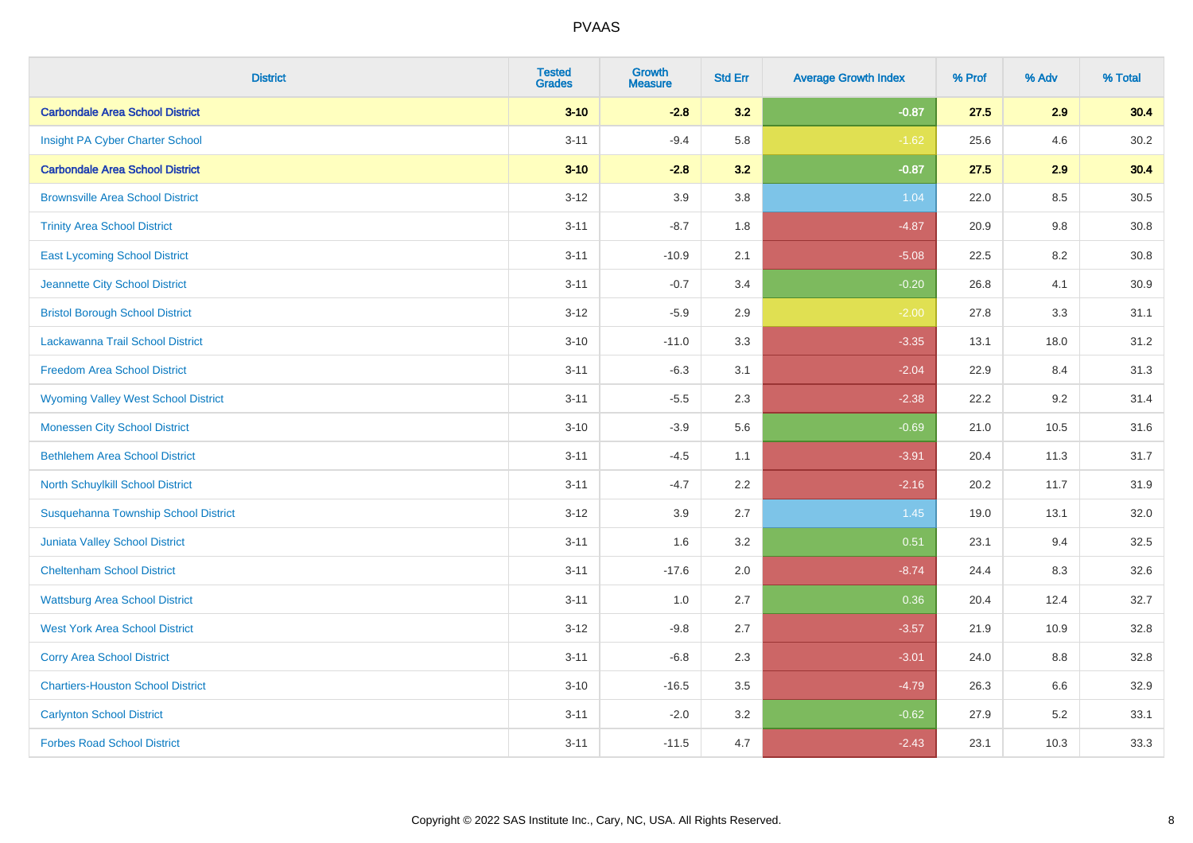# PVAAS

| District | Tested Grades | Growth Measure | Std Err | Average Growth Index | % Prof | % Adv | % Total |
|---|---|---|---|---|---|---|---|
| **Carbondale Area School District** | **3-10** | **-2.8** | **3.2** | **-0.87** | **27.5** | **2.9** | **30.4** |
| Insight PA Cyber Charter School | 3-11 | -9.4 | 5.8 | -1.62 | 25.6 | 4.6 | 30.2 |
| **Carbondale Area School District** | **3-10** | **-2.8** | **3.2** | **-0.87** | **27.5** | **2.9** | **30.4** |
| Brownsville Area School District | 3-12 | 3.9 | 3.8 | 1.04 | 22.0 | 8.5 | 30.5 |
| Trinity Area School District | 3-11 | -8.7 | 1.8 | -4.87 | 20.9 | 9.8 | 30.8 |
| East Lycoming School District | 3-11 | -10.9 | 2.1 | -5.08 | 22.5 | 8.2 | 30.8 |
| Jeannette City School District | 3-11 | -0.7 | 3.4 | -0.20 | 26.8 | 4.1 | 30.9 |
| Bristol Borough School District | 3-12 | -5.9 | 2.9 | -2.00 | 27.8 | 3.3 | 31.1 |
| Lackawanna Trail School District | 3-10 | -11.0 | 3.3 | -3.35 | 13.1 | 18.0 | 31.2 |
| Freedom Area School District | 3-11 | -6.3 | 3.1 | -2.04 | 22.9 | 8.4 | 31.3 |
| Wyoming Valley West School District | 3-11 | -5.5 | 2.3 | -2.38 | 22.2 | 9.2 | 31.4 |
| Monessen City School District | 3-10 | -3.9 | 5.6 | -0.69 | 21.0 | 10.5 | 31.6 |
| Bethlehem Area School District | 3-11 | -4.5 | 1.1 | -3.91 | 20.4 | 11.3 | 31.7 |
| North Schuylkill School District | 3-11 | -4.7 | 2.2 | -2.16 | 20.2 | 11.7 | 31.9 |
| Susquehanna Township School District | 3-12 | 3.9 | 2.7 | 1.45 | 19.0 | 13.1 | 32.0 |
| Juniata Valley School District | 3-11 | 1.6 | 3.2 | 0.51 | 23.1 | 9.4 | 32.5 |
| Cheltenham School District | 3-11 | -17.6 | 2.0 | -8.74 | 24.4 | 8.3 | 32.6 |
| Wattsburg Area School District | 3-11 | 1.0 | 2.7 | 0.36 | 20.4 | 12.4 | 32.7 |
| West York Area School District | 3-12 | -9.8 | 2.7 | -3.57 | 21.9 | 10.9 | 32.8 |
| Corry Area School District | 3-11 | -6.8 | 2.3 | -3.01 | 24.0 | 8.8 | 32.8 |
| Chartiers-Houston School District | 3-10 | -16.5 | 3.5 | -4.79 | 26.3 | 6.6 | 32.9 |
| Carlynton School District | 3-11 | -2.0 | 3.2 | -0.62 | 27.9 | 5.2 | 33.1 |
| Forbes Road School District | 3-11 | -11.5 | 4.7 | -2.43 | 23.1 | 10.3 | 33.3 |

Copyright © 2022 SAS Institute Inc., Cary, NC, USA. All Rights Reserved.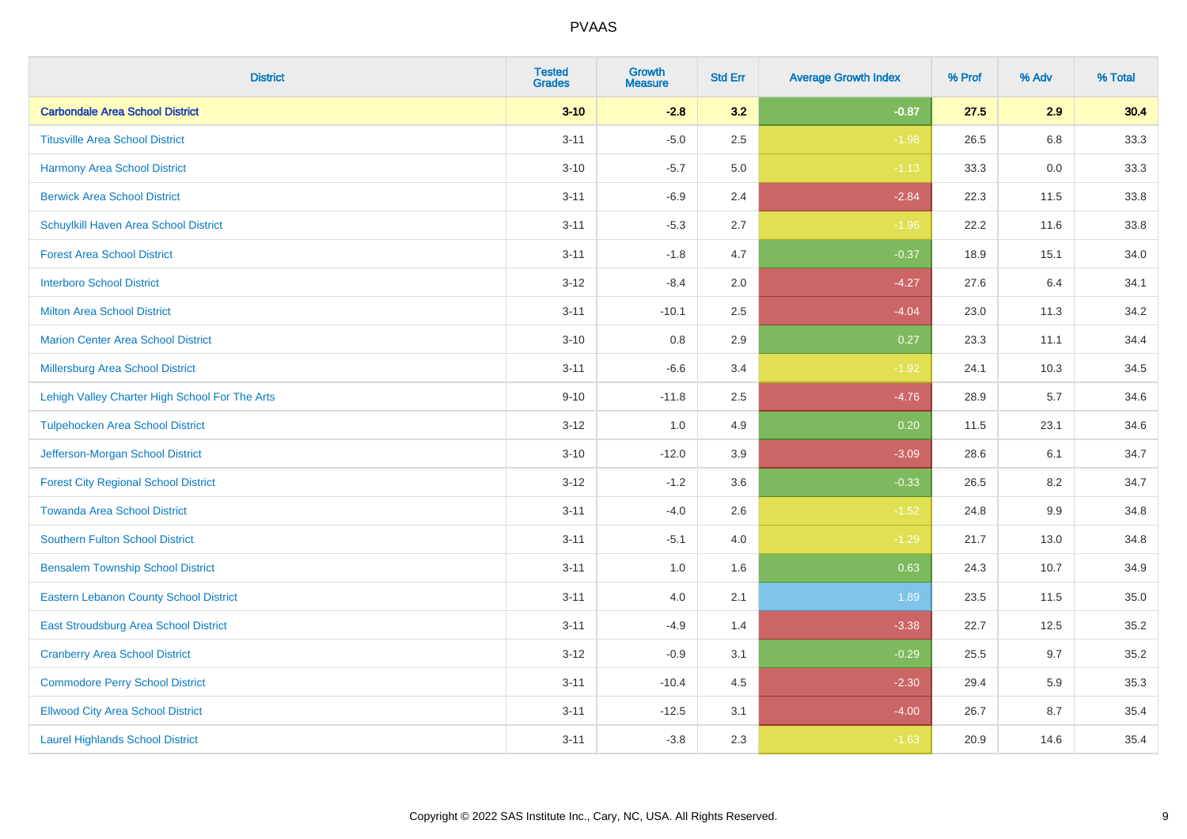| District | Tested Grades | Growth Measure | Std Err | Average Growth Index | % Prof | % Adv | % Total |
|---|---|---|---|---|---|---|---|
| **Carbondale Area School District** | **3-10** | **-2.8** | **3.2** | **-0.87** | **27.5** | **2.9** | **30.4** |
| Titusville Area School District | 3-11 | -5.0 | 2.5 | -1.98 | 26.5 | 6.8 | 33.3 |
| Harmony Area School District | 3-10 | -5.7 | 5.0 | -1.13 | 33.3 | 0.0 | 33.3 |
| Berwick Area School District | 3-11 | -6.9 | 2.4 | -2.84 | 22.3 | 11.5 | 33.8 |
| Schuylkill Haven Area School District | 3-11 | -5.3 | 2.7 | -1.96 | 22.2 | 11.6 | 33.8 |
| Forest Area School District | 3-11 | -1.8 | 4.7 | -0.37 | 18.9 | 15.1 | 34.0 |
| Interboro School District | 3-12 | -8.4 | 2.0 | -4.27 | 27.6 | 6.4 | 34.1 |
| Milton Area School District | 3-11 | -10.1 | 2.5 | -4.04 | 23.0 | 11.3 | 34.2 |
| Marion Center Area School District | 3-10 | 0.8 | 2.9 | 0.27 | 23.3 | 11.1 | 34.4 |
| Millersburg Area School District | 3-11 | -6.6 | 3.4 | -1.92 | 24.1 | 10.3 | 34.5 |
| Lehigh Valley Charter High School For The Arts | 9-10 | -11.8 | 2.5 | -4.76 | 28.9 | 5.7 | 34.6 |
| Tulpehocken Area School District | 3-12 | 1.0 | 4.9 | 0.20 | 11.5 | 23.1 | 34.6 |
| Jefferson-Morgan School District | 3-10 | -12.0 | 3.9 | -3.09 | 28.6 | 6.1 | 34.7 |
| Forest City Regional School District | 3-12 | -1.2 | 3.6 | -0.33 | 26.5 | 8.2 | 34.7 |
| Towanda Area School District | 3-11 | -4.0 | 2.6 | -1.52 | 24.8 | 9.9 | 34.8 |
| Southern Fulton School District | 3-11 | -5.1 | 4.0 | -1.29 | 21.7 | 13.0 | 34.8 |
| Bensalem Township School District | 3-11 | 1.0 | 1.6 | 0.63 | 24.3 | 10.7 | 34.9 |
| Eastern Lebanon County School District | 3-11 | 4.0 | 2.1 | 1.89 | 23.5 | 11.5 | 35.0 |
| East Stroudsburg Area School District | 3-11 | -4.9 | 1.4 | -3.38 | 22.7 | 12.5 | 35.2 |
| Cranberry Area School District | 3-12 | -0.9 | 3.1 | -0.29 | 25.5 | 9.7 | 35.2 |
| Commodore Perry School District | 3-11 | -10.4 | 4.5 | -2.30 | 29.4 | 5.9 | 35.3 |
| Ellwood City Area School District | 3-11 | -12.5 | 3.1 | -4.00 | 26.7 | 8.7 | 35.4 |
| Laurel Highlands School District | 3-11 | -3.8 | 2.3 | -1.63 | 20.9 | 14.6 | 35.4 |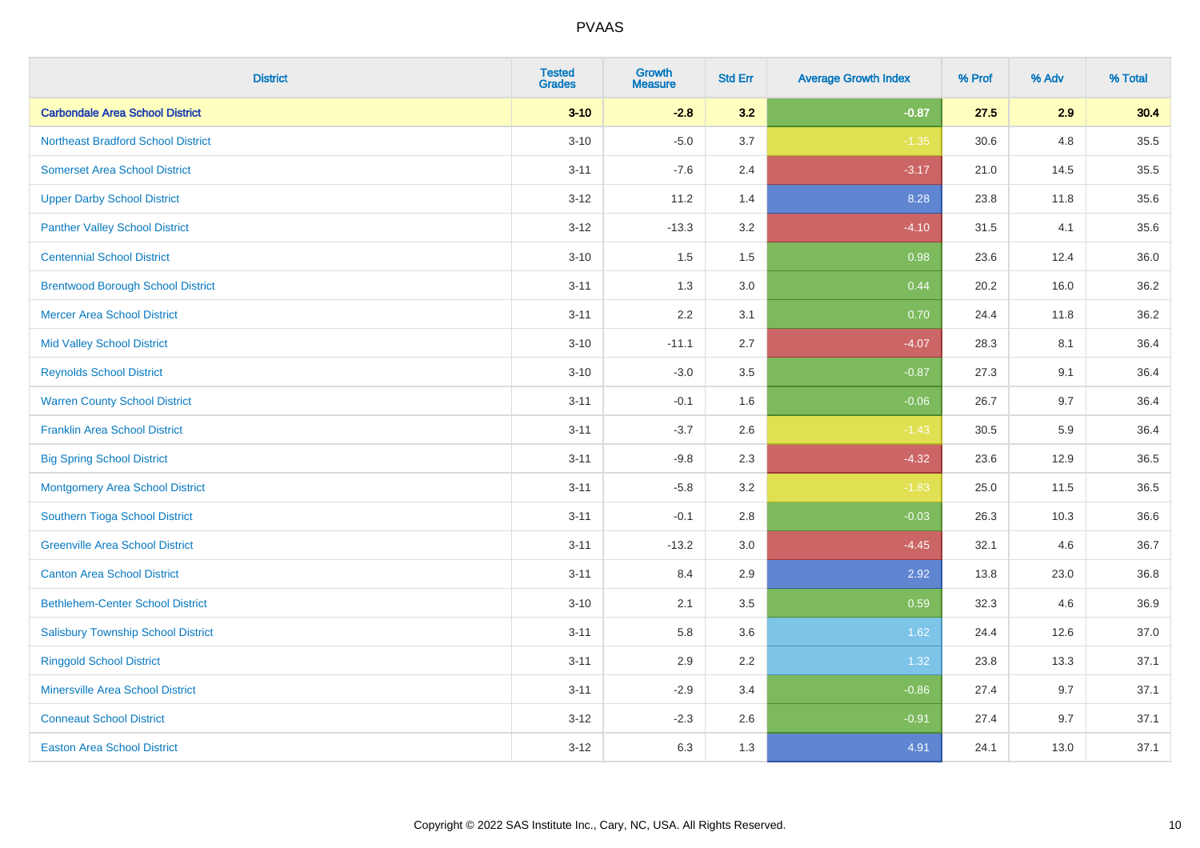| District | Tested Grades | Growth Measure | Std Err | Average Growth Index | % Prof | % Adv | % Total |
|---|---|---|---|---|---|---|---|
| **Carbondale Area School District** | **3-10** | **-2.8** | **3.2** | **-0.87** | **27.5** | **2.9** | **30.4** |
| Northeast Bradford School District | 3-10 | -5.0 | 3.7 | -1.35 | 30.6 | 4.8 | 35.5 |
| Somerset Area School District | 3-11 | -7.6 | 2.4 | -3.17 | 21.0 | 14.5 | 35.5 |
| Upper Darby School District | 3-12 | 11.2 | 1.4 | 8.28 | 23.8 | 11.8 | 35.6 |
| Panther Valley School District | 3-12 | -13.3 | 3.2 | -4.10 | 31.5 | 4.1 | 35.6 |
| Centennial School District | 3-10 | 1.5 | 1.5 | 0.98 | 23.6 | 12.4 | 36.0 |
| Brentwood Borough School District | 3-11 | 1.3 | 3.0 | 0.44 | 20.2 | 16.0 | 36.2 |
| Mercer Area School District | 3-11 | 2.2 | 3.1 | 0.70 | 24.4 | 11.8 | 36.2 |
| Mid Valley School District | 3-10 | -11.1 | 2.7 | -4.07 | 28.3 | 8.1 | 36.4 |
| Reynolds School District | 3-10 | -3.0 | 3.5 | -0.87 | 27.3 | 9.1 | 36.4 |
| Warren County School District | 3-11 | -0.1 | 1.6 | -0.06 | 26.7 | 9.7 | 36.4 |
| Franklin Area School District | 3-11 | -3.7 | 2.6 | -1.43 | 30.5 | 5.9 | 36.4 |
| Big Spring School District | 3-11 | -9.8 | 2.3 | -4.32 | 23.6 | 12.9 | 36.5 |
| Montgomery Area School District | 3-11 | -5.8 | 3.2 | -1.83 | 25.0 | 11.5 | 36.5 |
| Southern Tioga School District | 3-11 | -0.1 | 2.8 | -0.03 | 26.3 | 10.3 | 36.6 |
| Greenville Area School District | 3-11 | -13.2 | 3.0 | -4.45 | 32.1 | 4.6 | 36.7 |
| Canton Area School District | 3-11 | 8.4 | 2.9 | 2.92 | 13.8 | 23.0 | 36.8 |
| Bethlehem-Center School District | 3-10 | 2.1 | 3.5 | 0.59 | 32.3 | 4.6 | 36.9 |
| Salisbury Township School District | 3-11 | 5.8 | 3.6 | 1.62 | 24.4 | 12.6 | 37.0 |
| Ringgold School District | 3-11 | 2.9 | 2.2 | 1.32 | 23.8 | 13.3 | 37.1 |
| Minersville Area School District | 3-11 | -2.9 | 3.4 | -0.86 | 27.4 | 9.7 | 37.1 |
| Conneaut School District | 3-12 | -2.3 | 2.6 | -0.91 | 27.4 | 9.7 | 37.1 |
| Easton Area School District | 3-12 | 6.3 | 1.3 | 4.91 | 24.1 | 13.0 | 37.1 |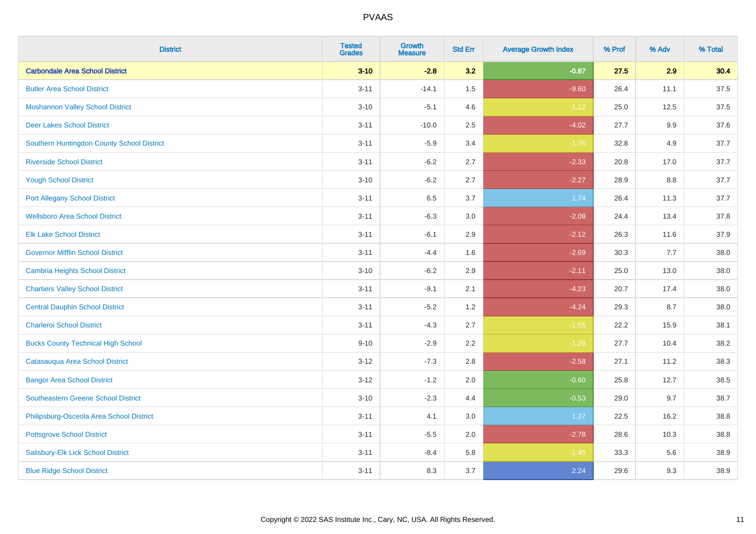# PVAAS

| District | Tested Grades | Growth Measure | Std Err | Average Growth Index | % Prof | % Adv | % Total |
|---|---|---|---|---|---|---|---|
| **Carbondale Area School District** | **3-10** | **-2.8** | **3.2** | **-0.87** | **27.5** | **2.9** | **30.4** |
| Butler Area School District | 3-11 | -14.1 | 1.5 | -9.60 | 26.4 | 11.1 | 37.5 |
| Moshannon Valley School District | 3-10 | -5.1 | 4.6 | -1.12 | 25.0 | 12.5 | 37.5 |
| Deer Lakes School District | 3-11 | -10.0 | 2.5 | -4.02 | 27.7 | 9.9 | 37.6 |
| Southern Huntingdon County School District | 3-11 | -5.9 | 3.4 | -1.76 | 32.8 | 4.9 | 37.7 |
| Riverside School District | 3-11 | -6.2 | 2.7 | -2.33 | 20.8 | 17.0 | 37.7 |
| Yough School District | 3-10 | -6.2 | 2.7 | -2.27 | 28.9 | 8.8 | 37.7 |
| Port Allegany School District | 3-11 | 6.5 | 3.7 | 1.74 | 26.4 | 11.3 | 37.7 |
| Wellsboro Area School District | 3-11 | -6.3 | 3.0 | -2.08 | 24.4 | 13.4 | 37.8 |
| Elk Lake School District | 3-11 | -6.1 | 2.9 | -2.12 | 26.3 | 11.6 | 37.9 |
| Governor Mifflin School District | 3-11 | -4.4 | 1.6 | -2.69 | 30.3 | 7.7 | 38.0 |
| Cambria Heights School District | 3-10 | -6.2 | 2.9 | -2.11 | 25.0 | 13.0 | 38.0 |
| Chartiers Valley School District | 3-11 | -9.1 | 2.1 | -4.23 | 20.7 | 17.4 | 38.0 |
| Central Dauphin School District | 3-11 | -5.2 | 1.2 | -4.24 | 29.3 | 8.7 | 38.0 |
| Charleroi School District | 3-11 | -4.3 | 2.7 | -1.55 | 22.2 | 15.9 | 38.1 |
| Bucks County Technical High School | 9-10 | -2.9 | 2.2 | -1.29 | 27.7 | 10.4 | 38.2 |
| Catasauqua Area School District | 3-12 | -7.3 | 2.8 | -2.58 | 27.1 | 11.2 | 38.3 |
| Bangor Area School District | 3-12 | -1.2 | 2.0 | -0.60 | 25.8 | 12.7 | 38.5 |
| Southeastern Greene School District | 3-10 | -2.3 | 4.4 | -0.53 | 29.0 | 9.7 | 38.7 |
| Philipsburg-Osceola Area School District | 3-11 | 4.1 | 3.0 | 1.37 | 22.5 | 16.2 | 38.8 |
| Pottsgrove School District | 3-11 | -5.5 | 2.0 | -2.78 | 28.6 | 10.3 | 38.8 |
| Salisbury-Elk Lick School District | 3-11 | -8.4 | 5.8 | -1.45 | 33.3 | 5.6 | 38.9 |
| Blue Ridge School District | 3-11 | 8.3 | 3.7 | 2.24 | 29.6 | 9.3 | 38.9 |

Copyright © 2022 SAS Institute Inc., Cary, NC, USA. All Rights Reserved.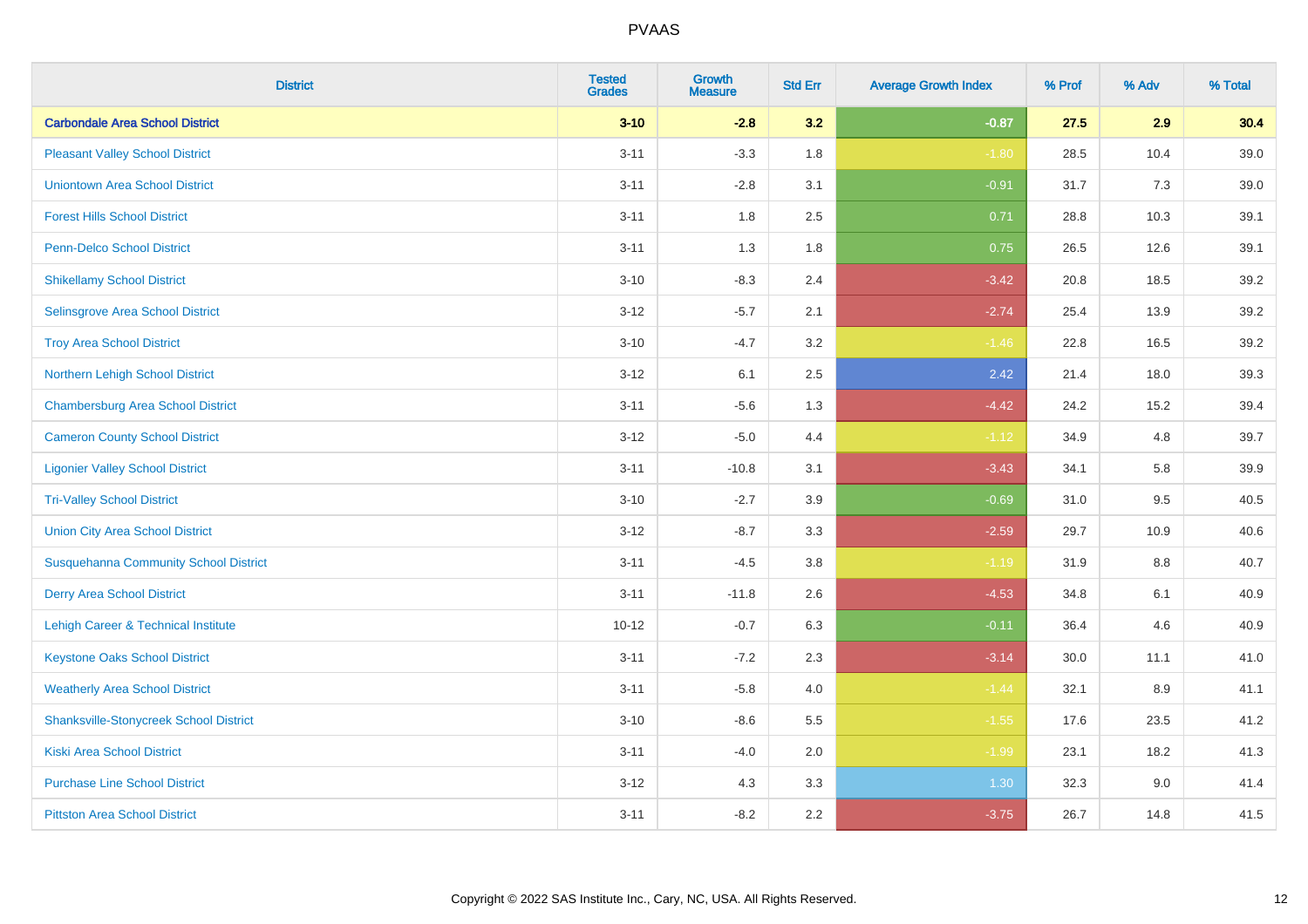| District | Tested Grades | Growth Measure | Std Err | Average Growth Index | % Prof | % Adv | % Total |
|---|---|---|---|---|---|---|---|
| **Carbondale Area School District** | **3-10** | **-2.8** | **3.2** | **-0.87** | **27.5** | **2.9** | **30.4** |
| Pleasant Valley School District | 3-11 | -3.3 | 1.8 | -1.80 | 28.5 | 10.4 | 39.0 |
| Uniontown Area School District | 3-11 | -2.8 | 3.1 | -0.91 | 31.7 | 7.3 | 39.0 |
| Forest Hills School District | 3-11 | 1.8 | 2.5 | 0.71 | 28.8 | 10.3 | 39.1 |
| Penn-Delco School District | 3-11 | 1.3 | 1.8 | 0.75 | 26.5 | 12.6 | 39.1 |
| Shikellamy School District | 3-10 | -8.3 | 2.4 | -3.42 | 20.8 | 18.5 | 39.2 |
| Selinsgrove Area School District | 3-12 | -5.7 | 2.1 | -2.74 | 25.4 | 13.9 | 39.2 |
| Troy Area School District | 3-10 | -4.7 | 3.2 | -1.46 | 22.8 | 16.5 | 39.2 |
| Northern Lehigh School District | 3-12 | 6.1 | 2.5 | 2.42 | 21.4 | 18.0 | 39.3 |
| Chambersburg Area School District | 3-11 | -5.6 | 1.3 | -4.42 | 24.2 | 15.2 | 39.4 |
| Cameron County School District | 3-12 | -5.0 | 4.4 | -1.12 | 34.9 | 4.8 | 39.7 |
| Ligonier Valley School District | 3-11 | -10.8 | 3.1 | -3.43 | 34.1 | 5.8 | 39.9 |
| Tri-Valley School District | 3-10 | -2.7 | 3.9 | -0.69 | 31.0 | 9.5 | 40.5 |
| Union City Area School District | 3-12 | -8.7 | 3.3 | -2.59 | 29.7 | 10.9 | 40.6 |
| Susquehanna Community School District | 3-11 | -4.5 | 3.8 | -1.19 | 31.9 | 8.8 | 40.7 |
| Derry Area School District | 3-11 | -11.8 | 2.6 | -4.53 | 34.8 | 6.1 | 40.9 |
| Lehigh Career & Technical Institute | 10-12 | -0.7 | 6.3 | -0.11 | 36.4 | 4.6 | 40.9 |
| Keystone Oaks School District | 3-11 | -7.2 | 2.3 | -3.14 | 30.0 | 11.1 | 41.0 |
| Weatherly Area School District | 3-11 | -5.8 | 4.0 | -1.44 | 32.1 | 8.9 | 41.1 |
| Shanksville-Stonycreek School District | 3-10 | -8.6 | 5.5 | -1.55 | 17.6 | 23.5 | 41.2 |
| Kiski Area School District | 3-11 | -4.0 | 2.0 | -1.99 | 23.1 | 18.2 | 41.3 |
| Purchase Line School District | 3-12 | 4.3 | 3.3 | 1.30 | 32.3 | 9.0 | 41.4 |
| Pittston Area School District | 3-11 | -8.2 | 2.2 | -3.75 | 26.7 | 14.8 | 41.5 |

Copyright © 2022 SAS Institute Inc., Cary, NC, USA. All Rights Reserved.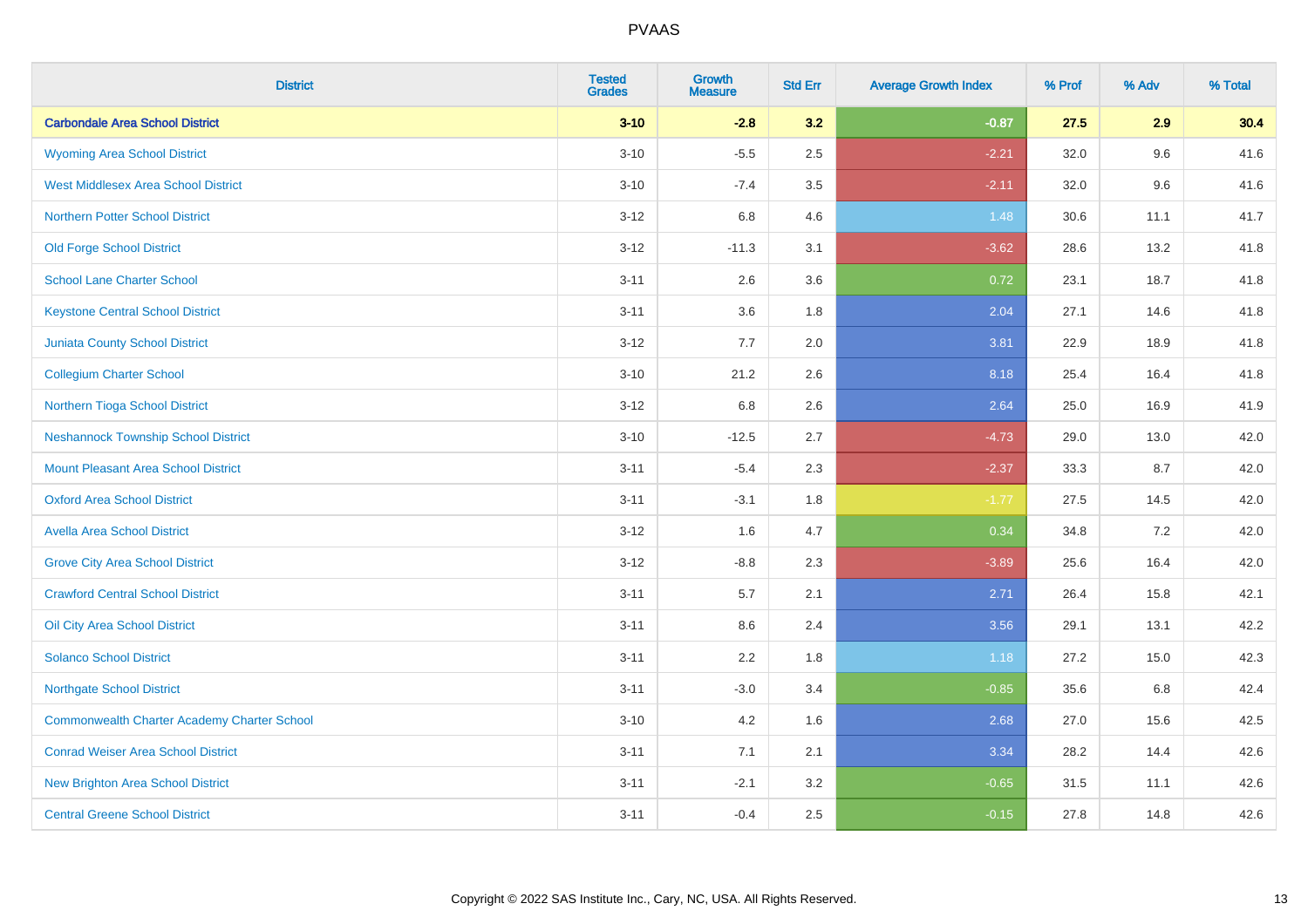# PVAAS

| District | Tested Grades | Growth Measure | Std Err | Average Growth Index | % Prof | % Adv | % Total |
|---|---|---|---|---|---|---|---|
| **Carbondale Area School District** | **3-10** | **-2.8** | **3.2** | **-0.87** | **27.5** | **2.9** | **30.4** |
| Wyoming Area School District | 3-10 | -5.5 | 2.5 | -2.21 | 32.0 | 9.6 | 41.6 |
| West Middlesex Area School District | 3-10 | -7.4 | 3.5 | -2.11 | 32.0 | 9.6 | 41.6 |
| Northern Potter School District | 3-12 | 6.8 | 4.6 | 1.48 | 30.6 | 11.1 | 41.7 |
| Old Forge School District | 3-12 | -11.3 | 3.1 | -3.62 | 28.6 | 13.2 | 41.8 |
| School Lane Charter School | 3-11 | 2.6 | 3.6 | 0.72 | 23.1 | 18.7 | 41.8 |
| Keystone Central School District | 3-11 | 3.6 | 1.8 | 2.04 | 27.1 | 14.6 | 41.8 |
| Juniata County School District | 3-12 | 7.7 | 2.0 | 3.81 | 22.9 | 18.9 | 41.8 |
| Collegium Charter School | 3-10 | 21.2 | 2.6 | 8.18 | 25.4 | 16.4 | 41.8 |
| Northern Tioga School District | 3-12 | 6.8 | 2.6 | 2.64 | 25.0 | 16.9 | 41.9 |
| Neshannock Township School District | 3-10 | -12.5 | 2.7 | -4.73 | 29.0 | 13.0 | 42.0 |
| Mount Pleasant Area School District | 3-11 | -5.4 | 2.3 | -2.37 | 33.3 | 8.7 | 42.0 |
| Oxford Area School District | 3-11 | -3.1 | 1.8 | -1.77 | 27.5 | 14.5 | 42.0 |
| Avella Area School District | 3-12 | 1.6 | 4.7 | 0.34 | 34.8 | 7.2 | 42.0 |
| Grove City Area School District | 3-12 | -8.8 | 2.3 | -3.89 | 25.6 | 16.4 | 42.0 |
| Crawford Central School District | 3-11 | 5.7 | 2.1 | 2.71 | 26.4 | 15.8 | 42.1 |
| Oil City Area School District | 3-11 | 8.6 | 2.4 | 3.56 | 29.1 | 13.1 | 42.2 |
| Solanco School District | 3-11 | 2.2 | 1.8 | 1.18 | 27.2 | 15.0 | 42.3 |
| Northgate School District | 3-11 | -3.0 | 3.4 | -0.85 | 35.6 | 6.8 | 42.4 |
| Commonwealth Charter Academy Charter School | 3-10 | 4.2 | 1.6 | 2.68 | 27.0 | 15.6 | 42.5 |
| Conrad Weiser Area School District | 3-11 | 7.1 | 2.1 | 3.34 | 28.2 | 14.4 | 42.6 |
| New Brighton Area School District | 3-11 | -2.1 | 3.2 | -0.65 | 31.5 | 11.1 | 42.6 |
| Central Greene School District | 3-11 | -0.4 | 2.5 | -0.15 | 27.8 | 14.8 | 42.6 |

Copyright © 2022 SAS Institute Inc., Cary, NC, USA. All Rights Reserved.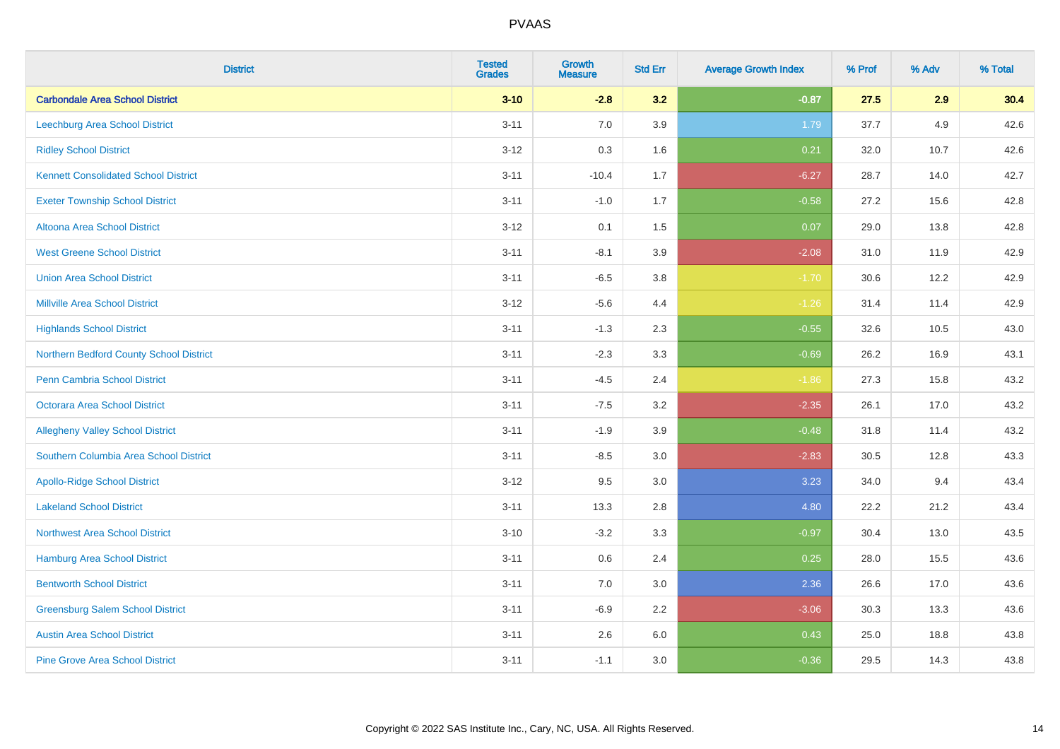| District | Tested Grades | Growth Measure | Std Err | Average Growth Index | % Prof | % Adv | % Total |
|---|---|---|---|---|---|---|---|
| **Carbondale Area School District** | **3-10** | **-2.8** | **3.2** | **-0.87** | **27.5** | **2.9** | **30.4** |
| Leechburg Area School District | 3-11 | 7.0 | 3.9 | 1.79 | 37.7 | 4.9 | 42.6 |
| Ridley School District | 3-12 | 0.3 | 1.6 | 0.21 | 32.0 | 10.7 | 42.6 |
| Kennett Consolidated School District | 3-11 | -10.4 | 1.7 | -6.27 | 28.7 | 14.0 | 42.7 |
| Exeter Township School District | 3-11 | -1.0 | 1.7 | -0.58 | 27.2 | 15.6 | 42.8 |
| Altoona Area School District | 3-12 | 0.1 | 1.5 | 0.07 | 29.0 | 13.8 | 42.8 |
| West Greene School District | 3-11 | -8.1 | 3.9 | -2.08 | 31.0 | 11.9 | 42.9 |
| Union Area School District | 3-11 | -6.5 | 3.8 | -1.70 | 30.6 | 12.2 | 42.9 |
| Millville Area School District | 3-12 | -5.6 | 4.4 | -1.26 | 31.4 | 11.4 | 42.9 |
| Highlands School District | 3-11 | -1.3 | 2.3 | -0.55 | 32.6 | 10.5 | 43.0 |
| Northern Bedford County School District | 3-11 | -2.3 | 3.3 | -0.69 | 26.2 | 16.9 | 43.1 |
| Penn Cambria School District | 3-11 | -4.5 | 2.4 | -1.86 | 27.3 | 15.8 | 43.2 |
| Octorara Area School District | 3-11 | -7.5 | 3.2 | -2.35 | 26.1 | 17.0 | 43.2 |
| Allegheny Valley School District | 3-11 | -1.9 | 3.9 | -0.48 | 31.8 | 11.4 | 43.2 |
| Southern Columbia Area School District | 3-11 | -8.5 | 3.0 | -2.83 | 30.5 | 12.8 | 43.3 |
| Apollo-Ridge School District | 3-12 | 9.5 | 3.0 | 3.23 | 34.0 | 9.4 | 43.4 |
| Lakeland School District | 3-11 | 13.3 | 2.8 | 4.80 | 22.2 | 21.2 | 43.4 |
| Northwest Area School District | 3-10 | -3.2 | 3.3 | -0.97 | 30.4 | 13.0 | 43.5 |
| Hamburg Area School District | 3-11 | 0.6 | 2.4 | 0.25 | 28.0 | 15.5 | 43.6 |
| Bentworth School District | 3-11 | 7.0 | 3.0 | 2.36 | 26.6 | 17.0 | 43.6 |
| Greensburg Salem School District | 3-11 | -6.9 | 2.2 | -3.06 | 30.3 | 13.3 | 43.6 |
| Austin Area School District | 3-11 | 2.6 | 6.0 | 0.43 | 25.0 | 18.8 | 43.8 |
| Pine Grove Area School District | 3-11 | -1.1 | 3.0 | -0.36 | 29.5 | 14.3 | 43.8 |

Copyright © 2022 SAS Institute Inc., Cary, NC, USA. All Rights Reserved.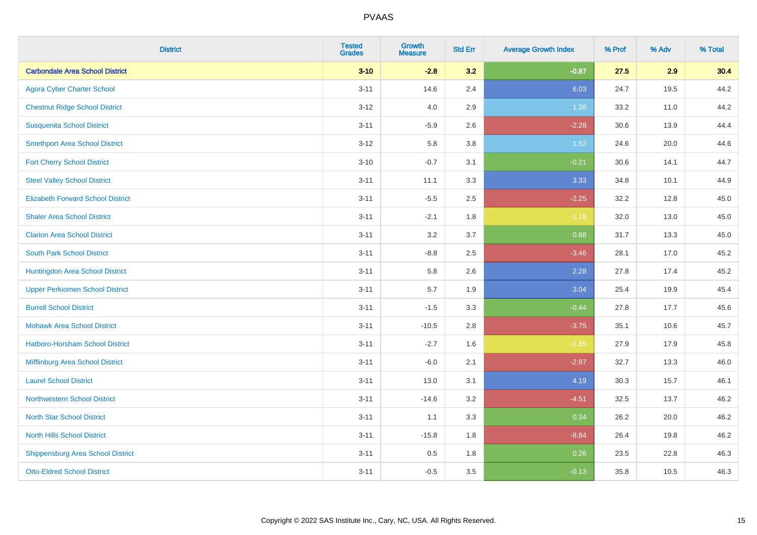# PVAAS

| District | Tested Grades | Growth Measure | Std Err | Average Growth Index | % Prof | % Adv | % Total |
|---|---|---|---|---|---|---|---|
| **Carbondale Area School District** | **3-10** | **-2.8** | **3.2** | **-0.87** | **27.5** | **2.9** | **30.4** |
| Agora Cyber Charter School | 3-11 | 14.6 | 2.4 | 6.03 | 24.7 | 19.5 | 44.2 |
| Chestnut Ridge School District | 3-12 | 4.0 | 2.9 | 1.38 | 33.2 | 11.0 | 44.2 |
| Susquenita School District | 3-11 | -5.9 | 2.6 | -2.28 | 30.6 | 13.9 | 44.4 |
| Smethport Area School District | 3-12 | 5.8 | 3.8 | 1.52 | 24.6 | 20.0 | 44.6 |
| Fort Cherry School District | 3-10 | -0.7 | 3.1 | -0.21 | 30.6 | 14.1 | 44.7 |
| Steel Valley School District | 3-11 | 11.1 | 3.3 | 3.33 | 34.8 | 10.1 | 44.9 |
| Elizabeth Forward School District | 3-11 | -5.5 | 2.5 | -2.25 | 32.2 | 12.8 | 45.0 |
| Shaler Area School District | 3-11 | -2.1 | 1.8 | -1.18 | 32.0 | 13.0 | 45.0 |
| Clarion Area School District | 3-11 | 3.2 | 3.7 | 0.88 | 31.7 | 13.3 | 45.0 |
| South Park School District | 3-11 | -8.8 | 2.5 | -3.46 | 28.1 | 17.0 | 45.2 |
| Huntingdon Area School District | 3-11 | 5.8 | 2.6 | 2.28 | 27.8 | 17.4 | 45.2 |
| Upper Perkiomen School District | 3-11 | 5.7 | 1.9 | 3.04 | 25.4 | 19.9 | 45.4 |
| Burrell School District | 3-11 | -1.5 | 3.3 | -0.44 | 27.8 | 17.7 | 45.6 |
| Mohawk Area School District | 3-11 | -10.5 | 2.8 | -3.75 | 35.1 | 10.6 | 45.7 |
| Hatboro-Horsham School District | 3-11 | -2.7 | 1.6 | -1.65 | 27.9 | 17.9 | 45.8 |
| Mifflinburg Area School District | 3-11 | -6.0 | 2.1 | -2.87 | 32.7 | 13.3 | 46.0 |
| Laurel School District | 3-11 | 13.0 | 3.1 | 4.19 | 30.3 | 15.7 | 46.1 |
| Northwestern School District | 3-11 | -14.6 | 3.2 | -4.51 | 32.5 | 13.7 | 46.2 |
| North Star School District | 3-11 | 1.1 | 3.3 | 0.34 | 26.2 | 20.0 | 46.2 |
| North Hills School District | 3-11 | -15.8 | 1.8 | -8.84 | 26.4 | 19.8 | 46.2 |
| Shippensburg Area School District | 3-11 | 0.5 | 1.8 | 0.26 | 23.5 | 22.8 | 46.3 |
| Otto-Eldred School District | 3-11 | -0.5 | 3.5 | -0.13 | 35.8 | 10.5 | 46.3 |

Copyright © 2022 SAS Institute Inc., Cary, NC, USA. All Rights Reserved.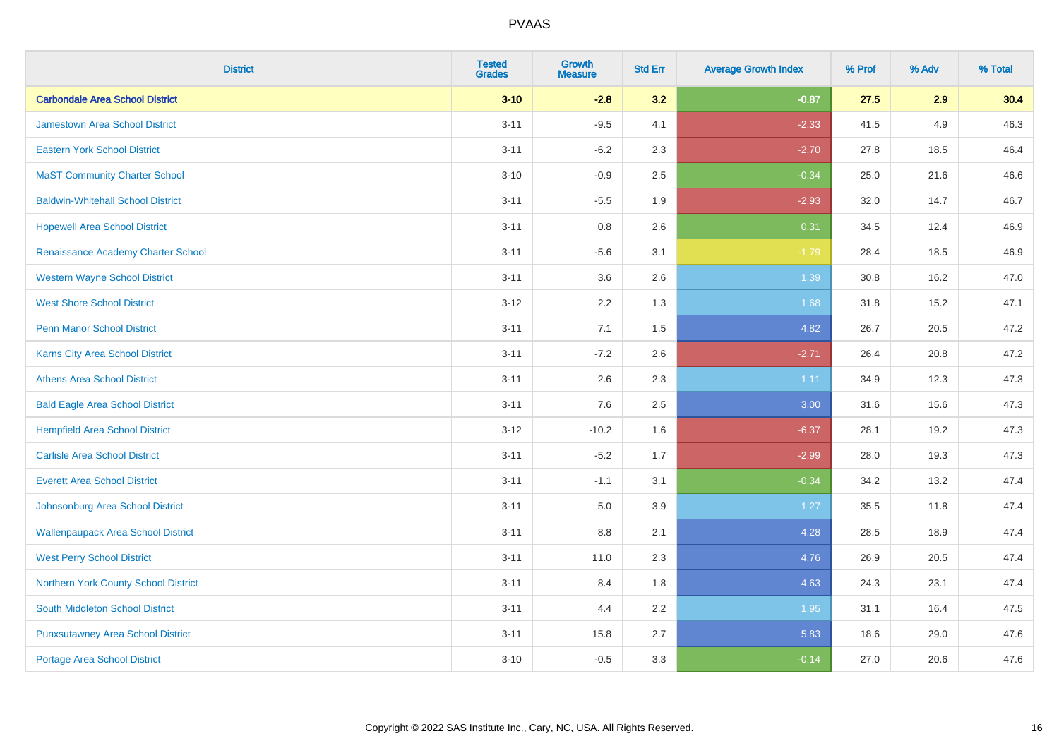# PVAAS

| District | Tested Grades | Growth Measure | Std Err | Average Growth Index | % Prof | % Adv | % Total |
|---|---|---|---|---|---|---|---|
| **Carbondale Area School District** | **3-10** | **-2.8** | **3.2** | **-0.87** | **27.5** | **2.9** | **30.4** |
| Jamestown Area School District | 3-11 | -9.5 | 4.1 | -2.33 | 41.5 | 4.9 | 46.3 |
| Eastern York School District | 3-11 | -6.2 | 2.3 | -2.70 | 27.8 | 18.5 | 46.4 |
| MaST Community Charter School | 3-10 | -0.9 | 2.5 | -0.34 | 25.0 | 21.6 | 46.6 |
| Baldwin-Whitehall School District | 3-11 | -5.5 | 1.9 | -2.93 | 32.0 | 14.7 | 46.7 |
| Hopewell Area School District | 3-11 | 0.8 | 2.6 | 0.31 | 34.5 | 12.4 | 46.9 |
| Renaissance Academy Charter School | 3-11 | -5.6 | 3.1 | -1.79 | 28.4 | 18.5 | 46.9 |
| Western Wayne School District | 3-11 | 3.6 | 2.6 | 1.39 | 30.8 | 16.2 | 47.0 |
| West Shore School District | 3-12 | 2.2 | 1.3 | 1.68 | 31.8 | 15.2 | 47.1 |
| Penn Manor School District | 3-11 | 7.1 | 1.5 | 4.82 | 26.7 | 20.5 | 47.2 |
| Karns City Area School District | 3-11 | -7.2 | 2.6 | -2.71 | 26.4 | 20.8 | 47.2 |
| Athens Area School District | 3-11 | 2.6 | 2.3 | 1.11 | 34.9 | 12.3 | 47.3 |
| Bald Eagle Area School District | 3-11 | 7.6 | 2.5 | 3.00 | 31.6 | 15.6 | 47.3 |
| Hempfield Area School District | 3-12 | -10.2 | 1.6 | -6.37 | 28.1 | 19.2 | 47.3 |
| Carlisle Area School District | 3-11 | -5.2 | 1.7 | -2.99 | 28.0 | 19.3 | 47.3 |
| Everett Area School District | 3-11 | -1.1 | 3.1 | -0.34 | 34.2 | 13.2 | 47.4 |
| Johnsonburg Area School District | 3-11 | 5.0 | 3.9 | 1.27 | 35.5 | 11.8 | 47.4 |
| Wallenpaupack Area School District | 3-11 | 8.8 | 2.1 | 4.28 | 28.5 | 18.9 | 47.4 |
| West Perry School District | 3-11 | 11.0 | 2.3 | 4.76 | 26.9 | 20.5 | 47.4 |
| Northern York County School District | 3-11 | 8.4 | 1.8 | 4.63 | 24.3 | 23.1 | 47.4 |
| South Middleton School District | 3-11 | 4.4 | 2.2 | 1.95 | 31.1 | 16.4 | 47.5 |
| Punxsutawney Area School District | 3-11 | 15.8 | 2.7 | 5.83 | 18.6 | 29.0 | 47.6 |
| Portage Area School District | 3-10 | -0.5 | 3.3 | -0.14 | 27.0 | 20.6 | 47.6 |

Copyright © 2022 SAS Institute Inc., Cary, NC, USA. All Rights Reserved.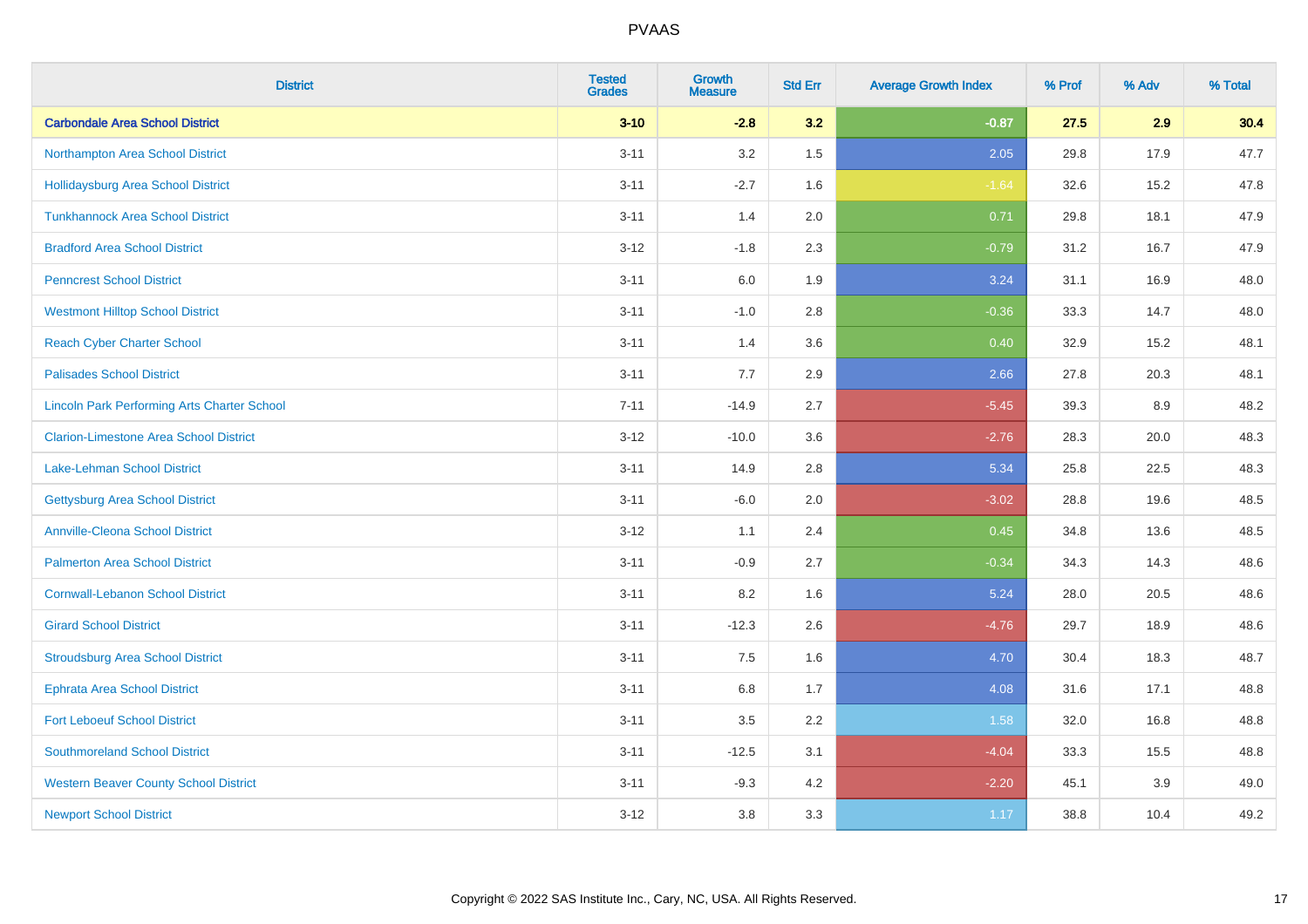# PVAAS

| District | Tested Grades | Growth Measure | Std Err | Average Growth Index | % Prof | % Adv | % Total |
|---|---|---|---|---|---|---|---|
| **Carbondale Area School District** | **3-10** | **-2.8** | **3.2** | **-0.87** | **27.5** | **2.9** | **30.4** |
| Northampton Area School District | 3-11 | 3.2 | 1.5 | 2.05 | 29.8 | 17.9 | 47.7 |
| Hollidaysburg Area School District | 3-11 | -2.7 | 1.6 | -1.64 | 32.6 | 15.2 | 47.8 |
| Tunkhannock Area School District | 3-11 | 1.4 | 2.0 | 0.71 | 29.8 | 18.1 | 47.9 |
| Bradford Area School District | 3-12 | -1.8 | 2.3 | -0.79 | 31.2 | 16.7 | 47.9 |
| Penncrest School District | 3-11 | 6.0 | 1.9 | 3.24 | 31.1 | 16.9 | 48.0 |
| Westmont Hilltop School District | 3-11 | -1.0 | 2.8 | -0.36 | 33.3 | 14.7 | 48.0 |
| Reach Cyber Charter School | 3-11 | 1.4 | 3.6 | 0.40 | 32.9 | 15.2 | 48.1 |
| Palisades School District | 3-11 | 7.7 | 2.9 | 2.66 | 27.8 | 20.3 | 48.1 |
| Lincoln Park Performing Arts Charter School | 7-11 | -14.9 | 2.7 | -5.45 | 39.3 | 8.9 | 48.2 |
| Clarion-Limestone Area School District | 3-12 | -10.0 | 3.6 | -2.76 | 28.3 | 20.0 | 48.3 |
| Lake-Lehman School District | 3-11 | 14.9 | 2.8 | 5.34 | 25.8 | 22.5 | 48.3 |
| Gettysburg Area School District | 3-11 | -6.0 | 2.0 | -3.02 | 28.8 | 19.6 | 48.5 |
| Annville-Cleona School District | 3-12 | 1.1 | 2.4 | 0.45 | 34.8 | 13.6 | 48.5 |
| Palmerton Area School District | 3-11 | -0.9 | 2.7 | -0.34 | 34.3 | 14.3 | 48.6 |
| Cornwall-Lebanon School District | 3-11 | 8.2 | 1.6 | 5.24 | 28.0 | 20.5 | 48.6 |
| Girard School District | 3-11 | -12.3 | 2.6 | -4.76 | 29.7 | 18.9 | 48.6 |
| Stroudsburg Area School District | 3-11 | 7.5 | 1.6 | 4.70 | 30.4 | 18.3 | 48.7 |
| Ephrata Area School District | 3-11 | 6.8 | 1.7 | 4.08 | 31.6 | 17.1 | 48.8 |
| Fort Leboeuf School District | 3-11 | 3.5 | 2.2 | 1.58 | 32.0 | 16.8 | 48.8 |
| Southmoreland School District | 3-11 | -12.5 | 3.1 | -4.04 | 33.3 | 15.5 | 48.8 |
| Western Beaver County School District | 3-11 | -9.3 | 4.2 | -2.20 | 45.1 | 3.9 | 49.0 |
| Newport School District | 3-12 | 3.8 | 3.3 | 1.17 | 38.8 | 10.4 | 49.2 |

Copyright © 2022 SAS Institute Inc., Cary, NC, USA. All Rights Reserved.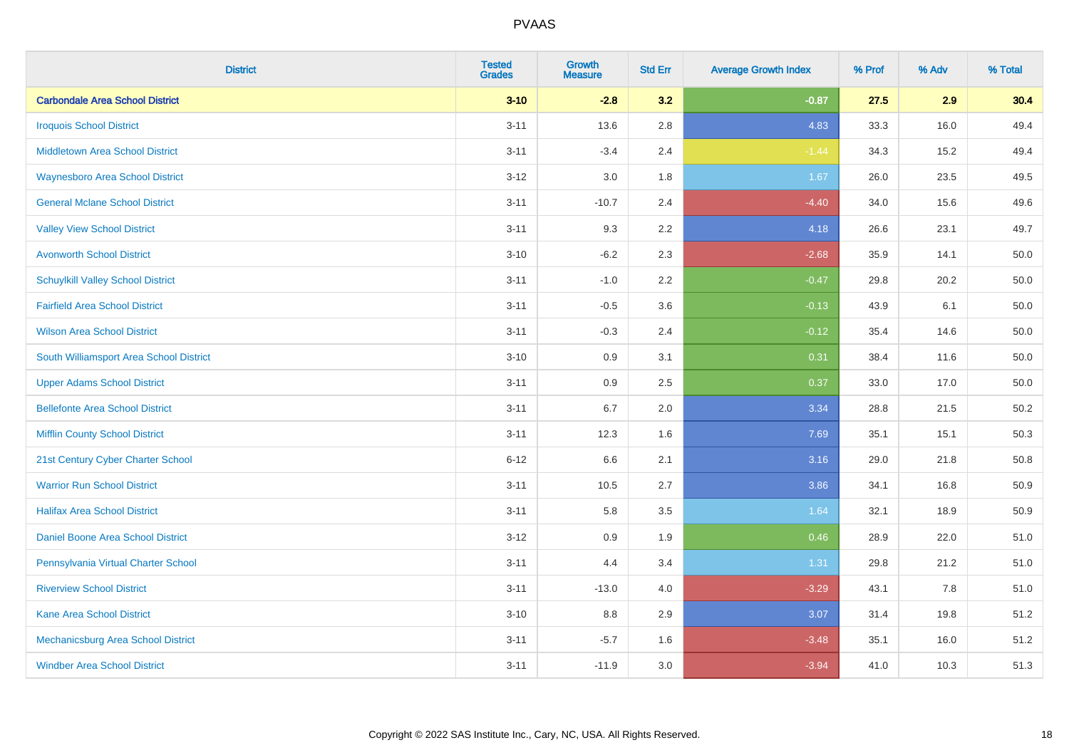# PVAAS

| District | Tested Grades | Growth Measure | Std Err | Average Growth Index | % Prof | % Adv | % Total |
|---|---|---|---|---|---|---|---|
| **Carbondale Area School District** | **3-10** | **-2.8** | **3.2** | **-0.87** | **27.5** | **2.9** | **30.4** |
| Iroquois School District | 3-11 | 13.6 | 2.8 | 4.83 | 33.3 | 16.0 | 49.4 |
| Middletown Area School District | 3-11 | -3.4 | 2.4 | -1.44 | 34.3 | 15.2 | 49.4 |
| Waynesboro Area School District | 3-12 | 3.0 | 1.8 | 1.67 | 26.0 | 23.5 | 49.5 |
| General Mclane School District | 3-11 | -10.7 | 2.4 | -4.40 | 34.0 | 15.6 | 49.6 |
| Valley View School District | 3-11 | 9.3 | 2.2 | 4.18 | 26.6 | 23.1 | 49.7 |
| Avonworth School District | 3-10 | -6.2 | 2.3 | -2.68 | 35.9 | 14.1 | 50.0 |
| Schuylkill Valley School District | 3-11 | -1.0 | 2.2 | -0.47 | 29.8 | 20.2 | 50.0 |
| Fairfield Area School District | 3-11 | -0.5 | 3.6 | -0.13 | 43.9 | 6.1 | 50.0 |
| Wilson Area School District | 3-11 | -0.3 | 2.4 | -0.12 | 35.4 | 14.6 | 50.0 |
| South Williamsport Area School District | 3-10 | 0.9 | 3.1 | 0.31 | 38.4 | 11.6 | 50.0 |
| Upper Adams School District | 3-11 | 0.9 | 2.5 | 0.37 | 33.0 | 17.0 | 50.0 |
| Bellefonte Area School District | 3-11 | 6.7 | 2.0 | 3.34 | 28.8 | 21.5 | 50.2 |
| Mifflin County School District | 3-11 | 12.3 | 1.6 | 7.69 | 35.1 | 15.1 | 50.3 |
| 21st Century Cyber Charter School | 6-12 | 6.6 | 2.1 | 3.16 | 29.0 | 21.8 | 50.8 |
| Warrior Run School District | 3-11 | 10.5 | 2.7 | 3.86 | 34.1 | 16.8 | 50.9 |
| Halifax Area School District | 3-11 | 5.8 | 3.5 | 1.64 | 32.1 | 18.9 | 50.9 |
| Daniel Boone Area School District | 3-12 | 0.9 | 1.9 | 0.46 | 28.9 | 22.0 | 51.0 |
| Pennsylvania Virtual Charter School | 3-11 | 4.4 | 3.4 | 1.31 | 29.8 | 21.2 | 51.0 |
| Riverview School District | 3-11 | -13.0 | 4.0 | -3.29 | 43.1 | 7.8 | 51.0 |
| Kane Area School District | 3-10 | 8.8 | 2.9 | 3.07 | 31.4 | 19.8 | 51.2 |
| Mechanicsburg Area School District | 3-11 | -5.7 | 1.6 | -3.48 | 35.1 | 16.0 | 51.2 |
| Windber Area School District | 3-11 | -11.9 | 3.0 | -3.94 | 41.0 | 10.3 | 51.3 |

Copyright © 2022 SAS Institute Inc., Cary, NC, USA. All Rights Reserved.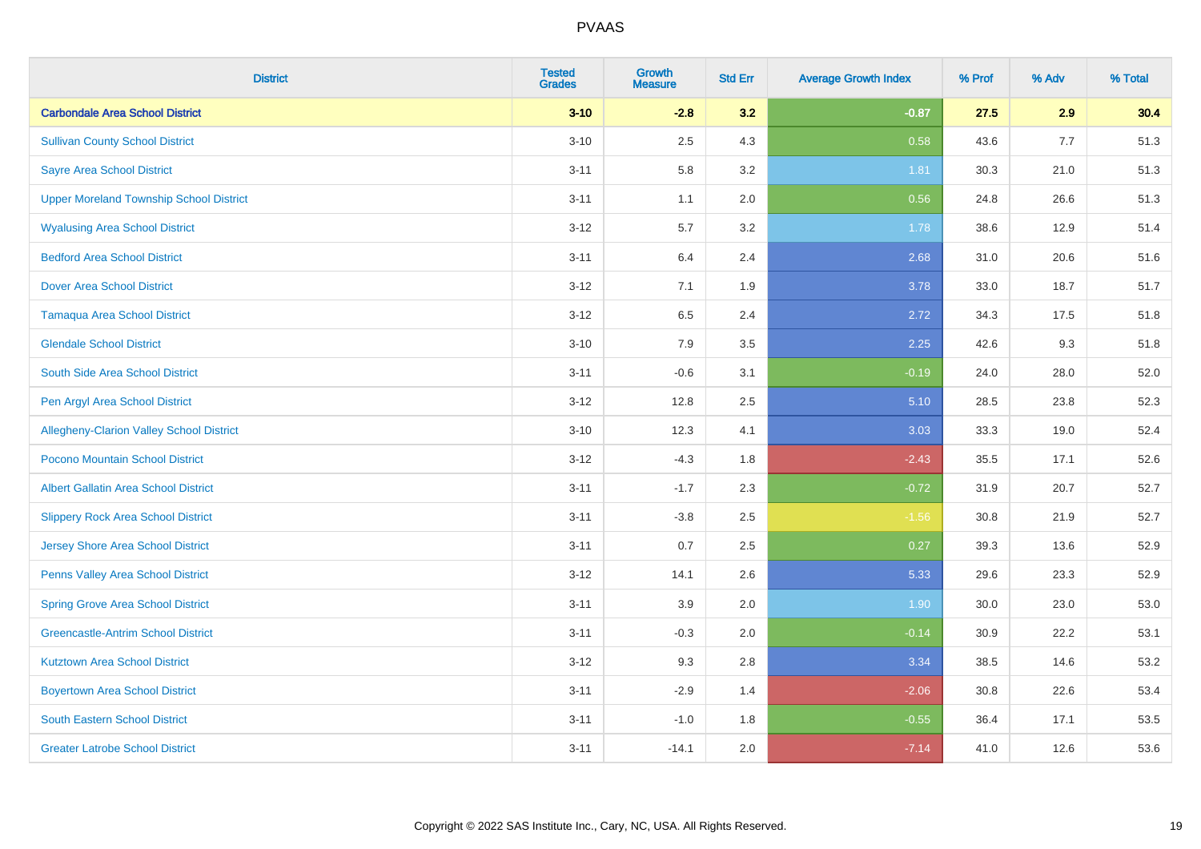| District | Tested Grades | Growth Measure | Std Err | Average Growth Index | % Prof | % Adv | % Total |
|---|---|---|---|---|---|---|---|
| **Carbondale Area School District** | **3-10** | **-2.8** | **3.2** | **-0.87** | **27.5** | **2.9** | **30.4** |
| Sullivan County School District | 3-10 | 2.5 | 4.3 | 0.58 | 43.6 | 7.7 | 51.3 |
| Sayre Area School District | 3-11 | 5.8 | 3.2 | 1.81 | 30.3 | 21.0 | 51.3 |
| Upper Moreland Township School District | 3-11 | 1.1 | 2.0 | 0.56 | 24.8 | 26.6 | 51.3 |
| Wyalusing Area School District | 3-12 | 5.7 | 3.2 | 1.78 | 38.6 | 12.9 | 51.4 |
| Bedford Area School District | 3-11 | 6.4 | 2.4 | 2.68 | 31.0 | 20.6 | 51.6 |
| Dover Area School District | 3-12 | 7.1 | 1.9 | 3.78 | 33.0 | 18.7 | 51.7 |
| Tamaqua Area School District | 3-12 | 6.5 | 2.4 | 2.72 | 34.3 | 17.5 | 51.8 |
| Glendale School District | 3-10 | 7.9 | 3.5 | 2.25 | 42.6 | 9.3 | 51.8 |
| South Side Area School District | 3-11 | -0.6 | 3.1 | -0.19 | 24.0 | 28.0 | 52.0 |
| Pen Argyl Area School District | 3-12 | 12.8 | 2.5 | 5.10 | 28.5 | 23.8 | 52.3 |
| Allegheny-Clarion Valley School District | 3-10 | 12.3 | 4.1 | 3.03 | 33.3 | 19.0 | 52.4 |
| Pocono Mountain School District | 3-12 | -4.3 | 1.8 | -2.43 | 35.5 | 17.1 | 52.6 |
| Albert Gallatin Area School District | 3-11 | -1.7 | 2.3 | -0.72 | 31.9 | 20.7 | 52.7 |
| Slippery Rock Area School District | 3-11 | -3.8 | 2.5 | -1.56 | 30.8 | 21.9 | 52.7 |
| Jersey Shore Area School District | 3-11 | 0.7 | 2.5 | 0.27 | 39.3 | 13.6 | 52.9 |
| Penns Valley Area School District | 3-12 | 14.1 | 2.6 | 5.33 | 29.6 | 23.3 | 52.9 |
| Spring Grove Area School District | 3-11 | 3.9 | 2.0 | 1.90 | 30.0 | 23.0 | 53.0 |
| Greencastle-Antrim School District | 3-11 | -0.3 | 2.0 | -0.14 | 30.9 | 22.2 | 53.1 |
| Kutztown Area School District | 3-12 | 9.3 | 2.8 | 3.34 | 38.5 | 14.6 | 53.2 |
| Boyertown Area School District | 3-11 | -2.9 | 1.4 | -2.06 | 30.8 | 22.6 | 53.4 |
| South Eastern School District | 3-11 | -1.0 | 1.8 | -0.55 | 36.4 | 17.1 | 53.5 |
| Greater Latrobe School District | 3-11 | -14.1 | 2.0 | -7.14 | 41.0 | 12.6 | 53.6 |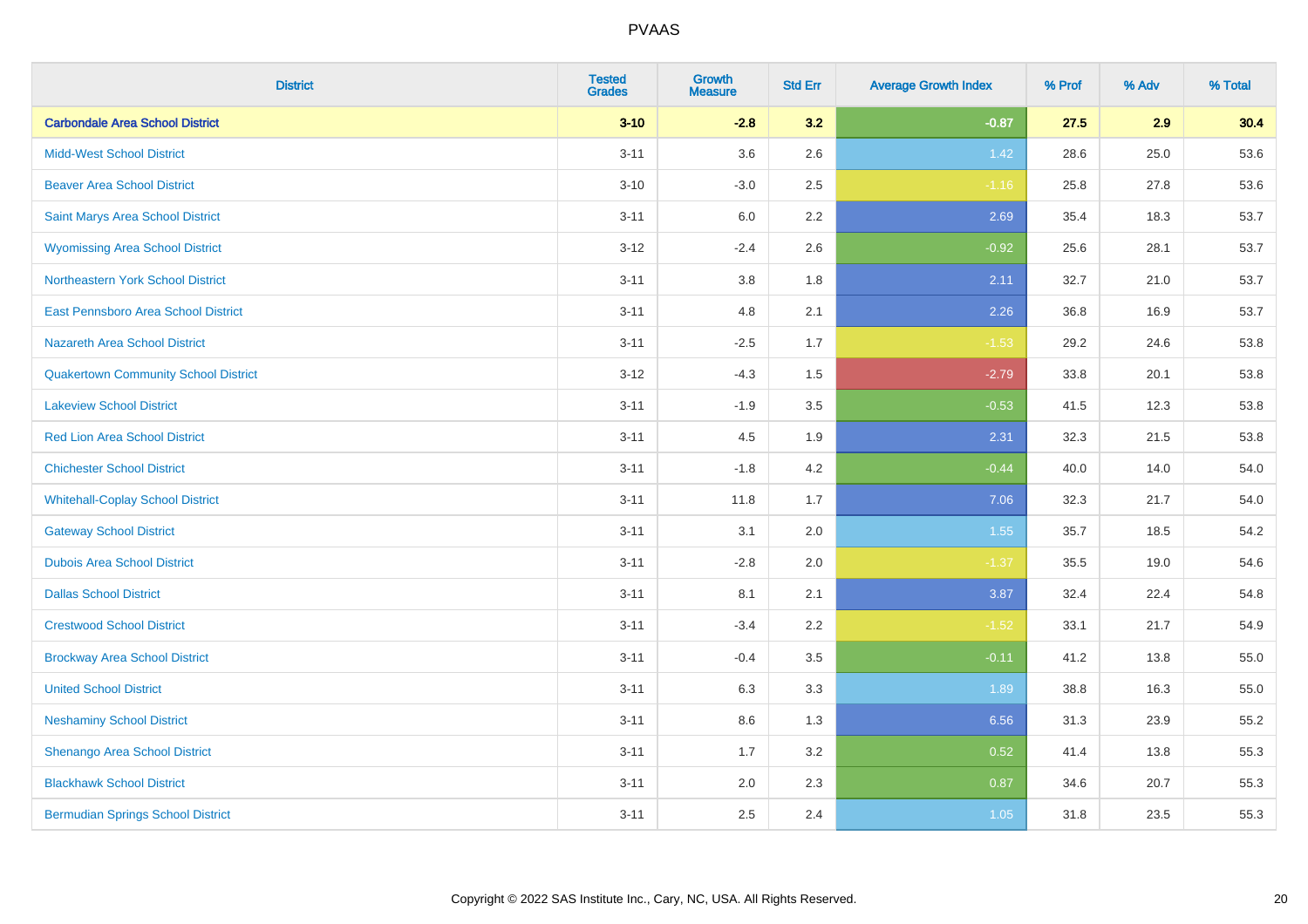| District | Tested Grades | Growth Measure | Std Err | Average Growth Index | % Prof | % Adv | % Total |
|---|---|---|---|---|---|---|---|
| **Carbondale Area School District** | **3-10** | **-2.8** | **3.2** | **-0.87** | **27.5** | **2.9** | **30.4** |
| Midd-West School District | 3-11 | 3.6 | 2.6 | 1.42 | 28.6 | 25.0 | 53.6 |
| Beaver Area School District | 3-10 | -3.0 | 2.5 | -1.16 | 25.8 | 27.8 | 53.6 |
| Saint Marys Area School District | 3-11 | 6.0 | 2.2 | 2.69 | 35.4 | 18.3 | 53.7 |
| Wyomissing Area School District | 3-12 | -2.4 | 2.6 | -0.92 | 25.6 | 28.1 | 53.7 |
| Northeastern York School District | 3-11 | 3.8 | 1.8 | 2.11 | 32.7 | 21.0 | 53.7 |
| East Pennsboro Area School District | 3-11 | 4.8 | 2.1 | 2.26 | 36.8 | 16.9 | 53.7 |
| Nazareth Area School District | 3-11 | -2.5 | 1.7 | -1.53 | 29.2 | 24.6 | 53.8 |
| Quakertown Community School District | 3-12 | -4.3 | 1.5 | -2.79 | 33.8 | 20.1 | 53.8 |
| Lakeview School District | 3-11 | -1.9 | 3.5 | -0.53 | 41.5 | 12.3 | 53.8 |
| Red Lion Area School District | 3-11 | 4.5 | 1.9 | 2.31 | 32.3 | 21.5 | 53.8 |
| Chichester School District | 3-11 | -1.8 | 4.2 | -0.44 | 40.0 | 14.0 | 54.0 |
| Whitehall-Coplay School District | 3-11 | 11.8 | 1.7 | 7.06 | 32.3 | 21.7 | 54.0 |
| Gateway School District | 3-11 | 3.1 | 2.0 | 1.55 | 35.7 | 18.5 | 54.2 |
| Dubois Area School District | 3-11 | -2.8 | 2.0 | -1.37 | 35.5 | 19.0 | 54.6 |
| Dallas School District | 3-11 | 8.1 | 2.1 | 3.87 | 32.4 | 22.4 | 54.8 |
| Crestwood School District | 3-11 | -3.4 | 2.2 | -1.52 | 33.1 | 21.7 | 54.9 |
| Brockway Area School District | 3-11 | -0.4 | 3.5 | -0.11 | 41.2 | 13.8 | 55.0 |
| United School District | 3-11 | 6.3 | 3.3 | 1.89 | 38.8 | 16.3 | 55.0 |
| Neshaminy School District | 3-11 | 8.6 | 1.3 | 6.56 | 31.3 | 23.9 | 55.2 |
| Shenango Area School District | 3-11 | 1.7 | 3.2 | 0.52 | 41.4 | 13.8 | 55.3 |
| Blackhawk School District | 3-11 | 2.0 | 2.3 | 0.87 | 34.6 | 20.7 | 55.3 |
| Bermudian Springs School District | 3-11 | 2.5 | 2.4 | 1.05 | 31.8 | 23.5 | 55.3 |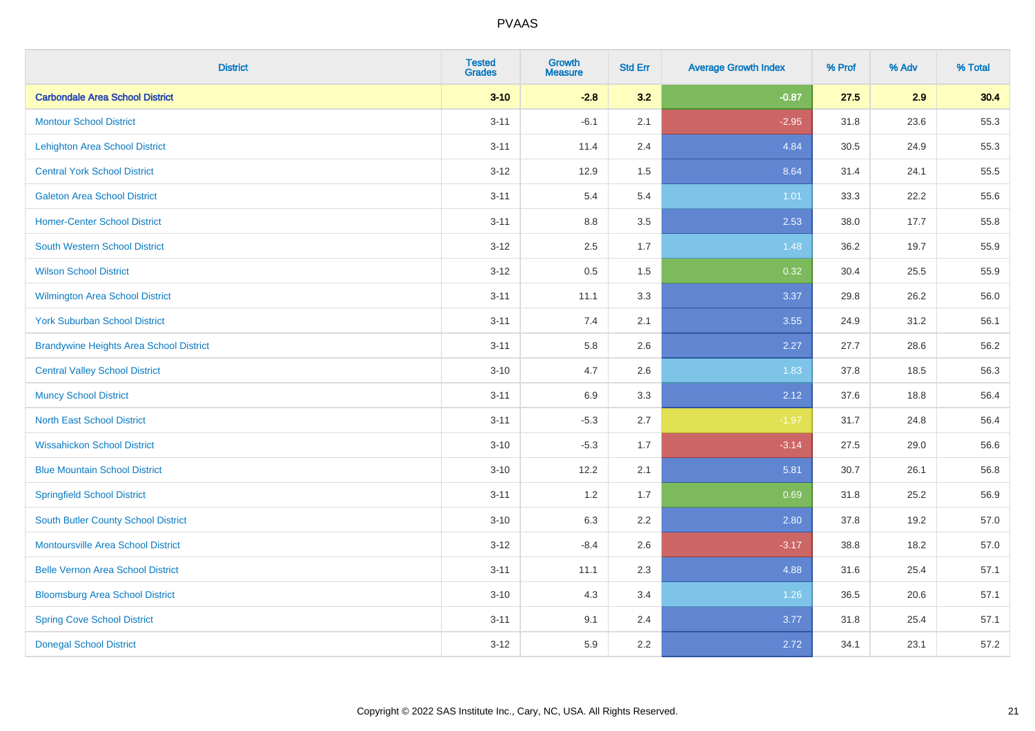| District | Tested Grades | Growth Measure | Std Err | Average Growth Index | % Prof | % Adv | % Total |
|---|---|---|---|---|---|---|---|
| **Carbondale Area School District** | **3-10** | **-2.8** | **3.2** | **-0.87** | **27.5** | **2.9** | **30.4** |
| Montour School District | 3-11 | -6.1 | 2.1 | -2.95 | 31.8 | 23.6 | 55.3 |
| Lehighton Area School District | 3-11 | 11.4 | 2.4 | 4.84 | 30.5 | 24.9 | 55.3 |
| Central York School District | 3-12 | 12.9 | 1.5 | 8.64 | 31.4 | 24.1 | 55.5 |
| Galeton Area School District | 3-11 | 5.4 | 5.4 | 1.01 | 33.3 | 22.2 | 55.6 |
| Homer-Center School District | 3-11 | 8.8 | 3.5 | 2.53 | 38.0 | 17.7 | 55.8 |
| South Western School District | 3-12 | 2.5 | 1.7 | 1.48 | 36.2 | 19.7 | 55.9 |
| Wilson School District | 3-12 | 0.5 | 1.5 | 0.32 | 30.4 | 25.5 | 55.9 |
| Wilmington Area School District | 3-11 | 11.1 | 3.3 | 3.37 | 29.8 | 26.2 | 56.0 |
| York Suburban School District | 3-11 | 7.4 | 2.1 | 3.55 | 24.9 | 31.2 | 56.1 |
| Brandywine Heights Area School District | 3-11 | 5.8 | 2.6 | 2.27 | 27.7 | 28.6 | 56.2 |
| Central Valley School District | 3-10 | 4.7 | 2.6 | 1.83 | 37.8 | 18.5 | 56.3 |
| Muncy School District | 3-11 | 6.9 | 3.3 | 2.12 | 37.6 | 18.8 | 56.4 |
| North East School District | 3-11 | -5.3 | 2.7 | -1.97 | 31.7 | 24.8 | 56.4 |
| Wissahickon School District | 3-10 | -5.3 | 1.7 | -3.14 | 27.5 | 29.0 | 56.6 |
| Blue Mountain School District | 3-10 | 12.2 | 2.1 | 5.81 | 30.7 | 26.1 | 56.8 |
| Springfield School District | 3-11 | 1.2 | 1.7 | 0.69 | 31.8 | 25.2 | 56.9 |
| South Butler County School District | 3-10 | 6.3 | 2.2 | 2.80 | 37.8 | 19.2 | 57.0 |
| Montoursville Area School District | 3-12 | -8.4 | 2.6 | -3.17 | 38.8 | 18.2 | 57.0 |
| Belle Vernon Area School District | 3-11 | 11.1 | 2.3 | 4.88 | 31.6 | 25.4 | 57.1 |
| Bloomsburg Area School District | 3-10 | 4.3 | 3.4 | 1.26 | 36.5 | 20.6 | 57.1 |
| Spring Cove School District | 3-11 | 9.1 | 2.4 | 3.77 | 31.8 | 25.4 | 57.1 |
| Donegal School District | 3-12 | 5.9 | 2.2 | 2.72 | 34.1 | 23.1 | 57.2 |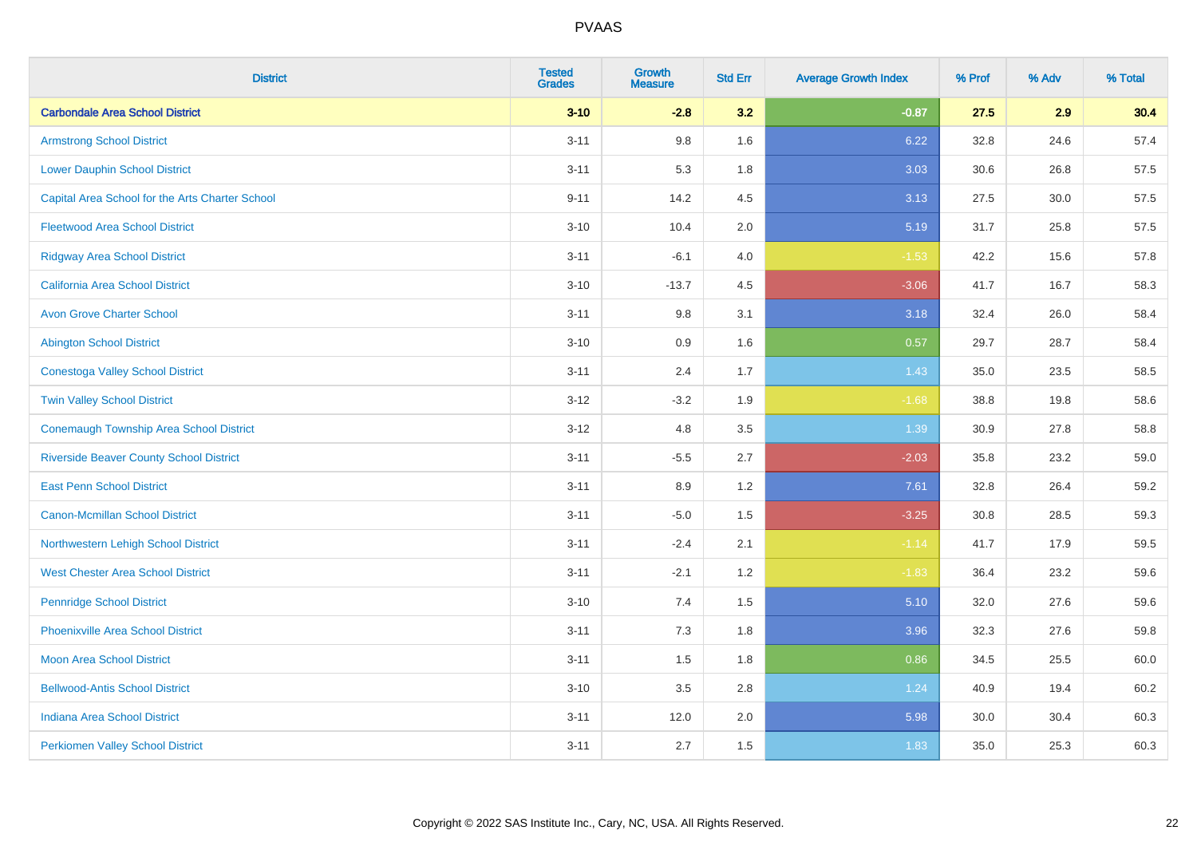# PVAAS

| District | Tested Grades | Growth Measure | Std Err | Average Growth Index | % Prof | % Adv | % Total |
|---|---|---|---|---|---|---|---|
| **Carbondale Area School District** | **3-10** | **-2.8** | **3.2** | **-0.87** | **27.5** | **2.9** | **30.4** |
| Armstrong School District | 3-11 | 9.8 | 1.6 | 6.22 | 32.8 | 24.6 | 57.4 |
| Lower Dauphin School District | 3-11 | 5.3 | 1.8 | 3.03 | 30.6 | 26.8 | 57.5 |
| Capital Area School for the Arts Charter School | 9-11 | 14.2 | 4.5 | 3.13 | 27.5 | 30.0 | 57.5 |
| Fleetwood Area School District | 3-10 | 10.4 | 2.0 | 5.19 | 31.7 | 25.8 | 57.5 |
| Ridgway Area School District | 3-11 | -6.1 | 4.0 | -1.53 | 42.2 | 15.6 | 57.8 |
| California Area School District | 3-10 | -13.7 | 4.5 | -3.06 | 41.7 | 16.7 | 58.3 |
| Avon Grove Charter School | 3-11 | 9.8 | 3.1 | 3.18 | 32.4 | 26.0 | 58.4 |
| Abington School District | 3-10 | 0.9 | 1.6 | 0.57 | 29.7 | 28.7 | 58.4 |
| Conestoga Valley School District | 3-11 | 2.4 | 1.7 | 1.43 | 35.0 | 23.5 | 58.5 |
| Twin Valley School District | 3-12 | -3.2 | 1.9 | -1.68 | 38.8 | 19.8 | 58.6 |
| Conemaugh Township Area School District | 3-12 | 4.8 | 3.5 | 1.39 | 30.9 | 27.8 | 58.8 |
| Riverside Beaver County School District | 3-11 | -5.5 | 2.7 | -2.03 | 35.8 | 23.2 | 59.0 |
| East Penn School District | 3-11 | 8.9 | 1.2 | 7.61 | 32.8 | 26.4 | 59.2 |
| Canon-Mcmillan School District | 3-11 | -5.0 | 1.5 | -3.25 | 30.8 | 28.5 | 59.3 |
| Northwestern Lehigh School District | 3-11 | -2.4 | 2.1 | -1.14 | 41.7 | 17.9 | 59.5 |
| West Chester Area School District | 3-11 | -2.1 | 1.2 | -1.83 | 36.4 | 23.2 | 59.6 |
| Pennridge School District | 3-10 | 7.4 | 1.5 | 5.10 | 32.0 | 27.6 | 59.6 |
| Phoenixville Area School District | 3-11 | 7.3 | 1.8 | 3.96 | 32.3 | 27.6 | 59.8 |
| Moon Area School District | 3-11 | 1.5 | 1.8 | 0.86 | 34.5 | 25.5 | 60.0 |
| Bellwood-Antis School District | 3-10 | 3.5 | 2.8 | 1.24 | 40.9 | 19.4 | 60.2 |
| Indiana Area School District | 3-11 | 12.0 | 2.0 | 5.98 | 30.0 | 30.4 | 60.3 |
| Perkiomen Valley School District | 3-11 | 2.7 | 1.5 | 1.83 | 35.0 | 25.3 | 60.3 |

Copyright © 2022 SAS Institute Inc., Cary, NC, USA. All Rights Reserved.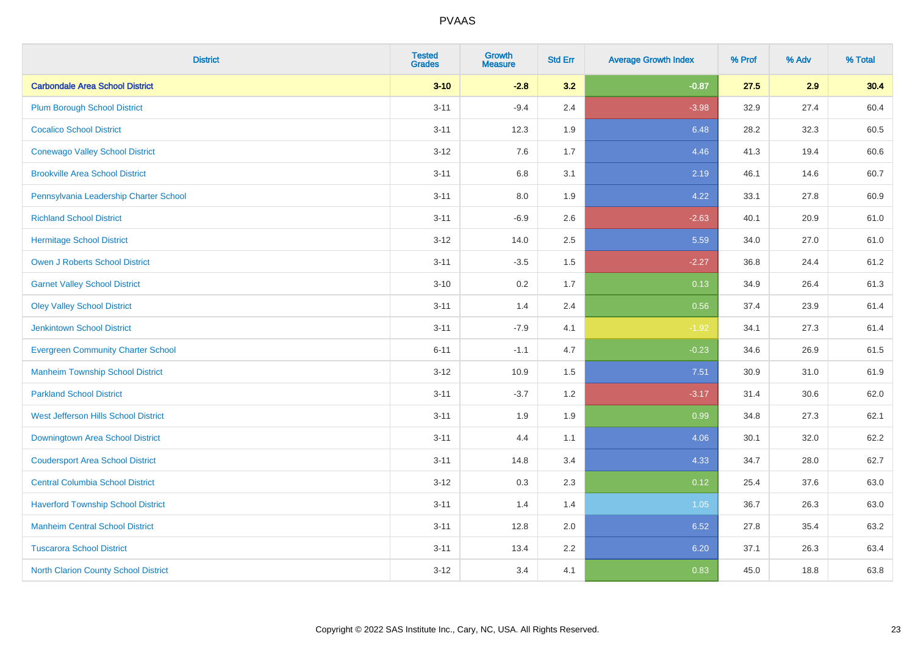# PVAAS

| District | Tested Grades | Growth Measure | Std Err | Average Growth Index | % Prof | % Adv | % Total |
|---|---|---|---|---|---|---|---|
| **Carbondale Area School District** | **3-10** | **-2.8** | **3.2** | **-0.87** | **27.5** | **2.9** | **30.4** |
| Plum Borough School District | 3-11 | -9.4 | 2.4 | -3.98 | 32.9 | 27.4 | 60.4 |
| Cocalico School District | 3-11 | 12.3 | 1.9 | 6.48 | 28.2 | 32.3 | 60.5 |
| Conewago Valley School District | 3-12 | 7.6 | 1.7 | 4.46 | 41.3 | 19.4 | 60.6 |
| Brookville Area School District | 3-11 | 6.8 | 3.1 | 2.19 | 46.1 | 14.6 | 60.7 |
| Pennsylvania Leadership Charter School | 3-11 | 8.0 | 1.9 | 4.22 | 33.1 | 27.8 | 60.9 |
| Richland School District | 3-11 | -6.9 | 2.6 | -2.63 | 40.1 | 20.9 | 61.0 |
| Hermitage School District | 3-12 | 14.0 | 2.5 | 5.59 | 34.0 | 27.0 | 61.0 |
| Owen J Roberts School District | 3-11 | -3.5 | 1.5 | -2.27 | 36.8 | 24.4 | 61.2 |
| Garnet Valley School District | 3-10 | 0.2 | 1.7 | 0.13 | 34.9 | 26.4 | 61.3 |
| Oley Valley School District | 3-11 | 1.4 | 2.4 | 0.56 | 37.4 | 23.9 | 61.4 |
| Jenkintown School District | 3-11 | -7.9 | 4.1 | -1.92 | 34.1 | 27.3 | 61.4 |
| Evergreen Community Charter School | 6-11 | -1.1 | 4.7 | -0.23 | 34.6 | 26.9 | 61.5 |
| Manheim Township School District | 3-12 | 10.9 | 1.5 | 7.51 | 30.9 | 31.0 | 61.9 |
| Parkland School District | 3-11 | -3.7 | 1.2 | -3.17 | 31.4 | 30.6 | 62.0 |
| West Jefferson Hills School District | 3-11 | 1.9 | 1.9 | 0.99 | 34.8 | 27.3 | 62.1 |
| Downingtown Area School District | 3-11 | 4.4 | 1.1 | 4.06 | 30.1 | 32.0 | 62.2 |
| Coudersport Area School District | 3-11 | 14.8 | 3.4 | 4.33 | 34.7 | 28.0 | 62.7 |
| Central Columbia School District | 3-12 | 0.3 | 2.3 | 0.12 | 25.4 | 37.6 | 63.0 |
| Haverford Township School District | 3-11 | 1.4 | 1.4 | 1.05 | 36.7 | 26.3 | 63.0 |
| Manheim Central School District | 3-11 | 12.8 | 2.0 | 6.52 | 27.8 | 35.4 | 63.2 |
| Tuscarora School District | 3-11 | 13.4 | 2.2 | 6.20 | 37.1 | 26.3 | 63.4 |
| North Clarion County School District | 3-12 | 3.4 | 4.1 | 0.83 | 45.0 | 18.8 | 63.8 |

Copyright © 2022 SAS Institute Inc., Cary, NC, USA. All Rights Reserved.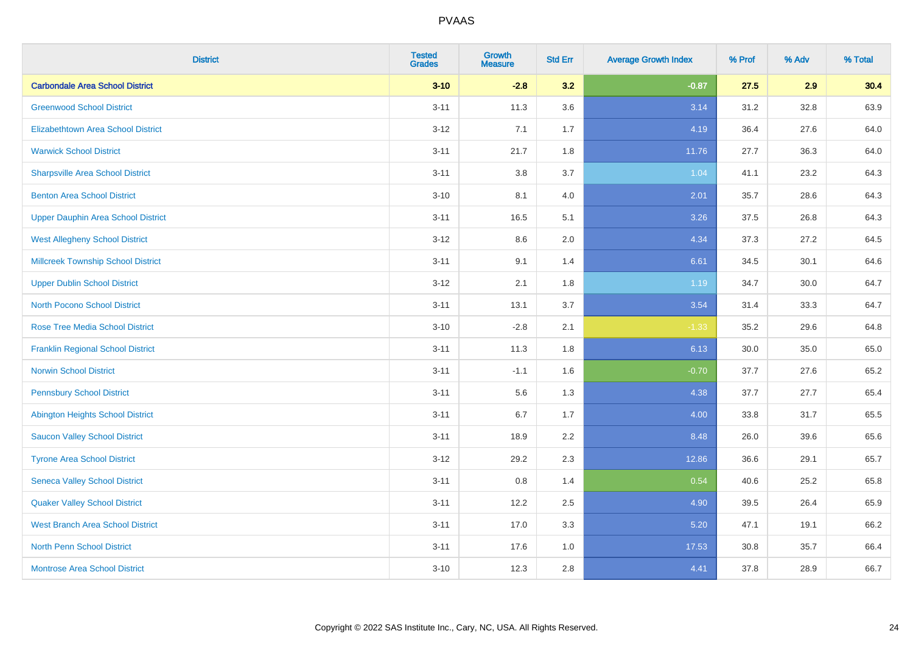# PVAAS

| District | Tested Grades | Growth Measure | Std Err | Average Growth Index | % Prof | % Adv | % Total |
|---|---|---|---|---|---|---|---|
| **Carbondale Area School District** | **3-10** | **-2.8** | **3.2** | **-0.87** | **27.5** | **2.9** | **30.4** |
| Greenwood School District | 3-11 | 11.3 | 3.6 | 3.14 | 31.2 | 32.8 | 63.9 |
| Elizabethtown Area School District | 3-12 | 7.1 | 1.7 | 4.19 | 36.4 | 27.6 | 64.0 |
| Warwick School District | 3-11 | 21.7 | 1.8 | 11.76 | 27.7 | 36.3 | 64.0 |
| Sharpsville Area School District | 3-11 | 3.8 | 3.7 | 1.04 | 41.1 | 23.2 | 64.3 |
| Benton Area School District | 3-10 | 8.1 | 4.0 | 2.01 | 35.7 | 28.6 | 64.3 |
| Upper Dauphin Area School District | 3-11 | 16.5 | 5.1 | 3.26 | 37.5 | 26.8 | 64.3 |
| West Allegheny School District | 3-12 | 8.6 | 2.0 | 4.34 | 37.3 | 27.2 | 64.5 |
| Millcreek Township School District | 3-11 | 9.1 | 1.4 | 6.61 | 34.5 | 30.1 | 64.6 |
| Upper Dublin School District | 3-12 | 2.1 | 1.8 | 1.19 | 34.7 | 30.0 | 64.7 |
| North Pocono School District | 3-11 | 13.1 | 3.7 | 3.54 | 31.4 | 33.3 | 64.7 |
| Rose Tree Media School District | 3-10 | -2.8 | 2.1 | -1.33 | 35.2 | 29.6 | 64.8 |
| Franklin Regional School District | 3-11 | 11.3 | 1.8 | 6.13 | 30.0 | 35.0 | 65.0 |
| Norwin School District | 3-11 | -1.1 | 1.6 | -0.70 | 37.7 | 27.6 | 65.2 |
| Pennsbury School District | 3-11 | 5.6 | 1.3 | 4.38 | 37.7 | 27.7 | 65.4 |
| Abington Heights School District | 3-11 | 6.7 | 1.7 | 4.00 | 33.8 | 31.7 | 65.5 |
| Saucon Valley School District | 3-11 | 18.9 | 2.2 | 8.48 | 26.0 | 39.6 | 65.6 |
| Tyrone Area School District | 3-12 | 29.2 | 2.3 | 12.86 | 36.6 | 29.1 | 65.7 |
| Seneca Valley School District | 3-11 | 0.8 | 1.4 | 0.54 | 40.6 | 25.2 | 65.8 |
| Quaker Valley School District | 3-11 | 12.2 | 2.5 | 4.90 | 39.5 | 26.4 | 65.9 |
| West Branch Area School District | 3-11 | 17.0 | 3.3 | 5.20 | 47.1 | 19.1 | 66.2 |
| North Penn School District | 3-11 | 17.6 | 1.0 | 17.53 | 30.8 | 35.7 | 66.4 |
| Montrose Area School District | 3-10 | 12.3 | 2.8 | 4.41 | 37.8 | 28.9 | 66.7 |

Copyright © 2022 SAS Institute Inc., Cary, NC, USA. All Rights Reserved.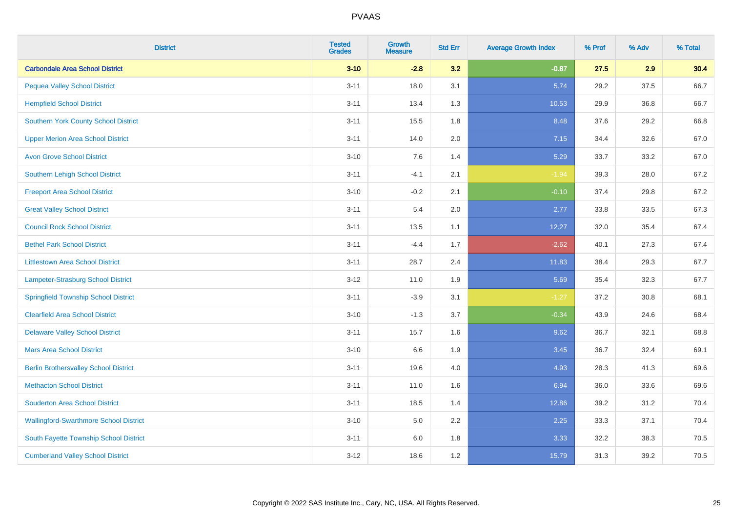| District | Tested Grades | Growth Measure | Std Err | Average Growth Index | % Prof | % Adv | % Total |
|---|---|---|---|---|---|---|---|
| **Carbondale Area School District** | **3-10** | **-2.8** | **3.2** | **-0.87** | **27.5** | **2.9** | **30.4** |
| Pequea Valley School District | 3-11 | 18.0 | 3.1 | 5.74 | 29.2 | 37.5 | 66.7 |
| Hempfield School District | 3-11 | 13.4 | 1.3 | 10.53 | 29.9 | 36.8 | 66.7 |
| Southern York County School District | 3-11 | 15.5 | 1.8 | 8.48 | 37.6 | 29.2 | 66.8 |
| Upper Merion Area School District | 3-11 | 14.0 | 2.0 | 7.15 | 34.4 | 32.6 | 67.0 |
| Avon Grove School District | 3-10 | 7.6 | 1.4 | 5.29 | 33.7 | 33.2 | 67.0 |
| Southern Lehigh School District | 3-11 | -4.1 | 2.1 | -1.94 | 39.3 | 28.0 | 67.2 |
| Freeport Area School District | 3-10 | -0.2 | 2.1 | -0.10 | 37.4 | 29.8 | 67.2 |
| Great Valley School District | 3-11 | 5.4 | 2.0 | 2.77 | 33.8 | 33.5 | 67.3 |
| Council Rock School District | 3-11 | 13.5 | 1.1 | 12.27 | 32.0 | 35.4 | 67.4 |
| Bethel Park School District | 3-11 | -4.4 | 1.7 | -2.62 | 40.1 | 27.3 | 67.4 |
| Littlestown Area School District | 3-11 | 28.7 | 2.4 | 11.83 | 38.4 | 29.3 | 67.7 |
| Lampeter-Strasburg School District | 3-12 | 11.0 | 1.9 | 5.69 | 35.4 | 32.3 | 67.7 |
| Springfield Township School District | 3-11 | -3.9 | 3.1 | -1.27 | 37.2 | 30.8 | 68.1 |
| Clearfield Area School District | 3-10 | -1.3 | 3.7 | -0.34 | 43.9 | 24.6 | 68.4 |
| Delaware Valley School District | 3-11 | 15.7 | 1.6 | 9.62 | 36.7 | 32.1 | 68.8 |
| Mars Area School District | 3-10 | 6.6 | 1.9 | 3.45 | 36.7 | 32.4 | 69.1 |
| Berlin Brothersvalley School District | 3-11 | 19.6 | 4.0 | 4.93 | 28.3 | 41.3 | 69.6 |
| Methacton School District | 3-11 | 11.0 | 1.6 | 6.94 | 36.0 | 33.6 | 69.6 |
| Souderton Area School District | 3-11 | 18.5 | 1.4 | 12.86 | 39.2 | 31.2 | 70.4 |
| Wallingford-Swarthmore School District | 3-10 | 5.0 | 2.2 | 2.25 | 33.3 | 37.1 | 70.4 |
| South Fayette Township School District | 3-11 | 6.0 | 1.8 | 3.33 | 32.2 | 38.3 | 70.5 |
| Cumberland Valley School District | 3-12 | 18.6 | 1.2 | 15.79 | 31.3 | 39.2 | 70.5 |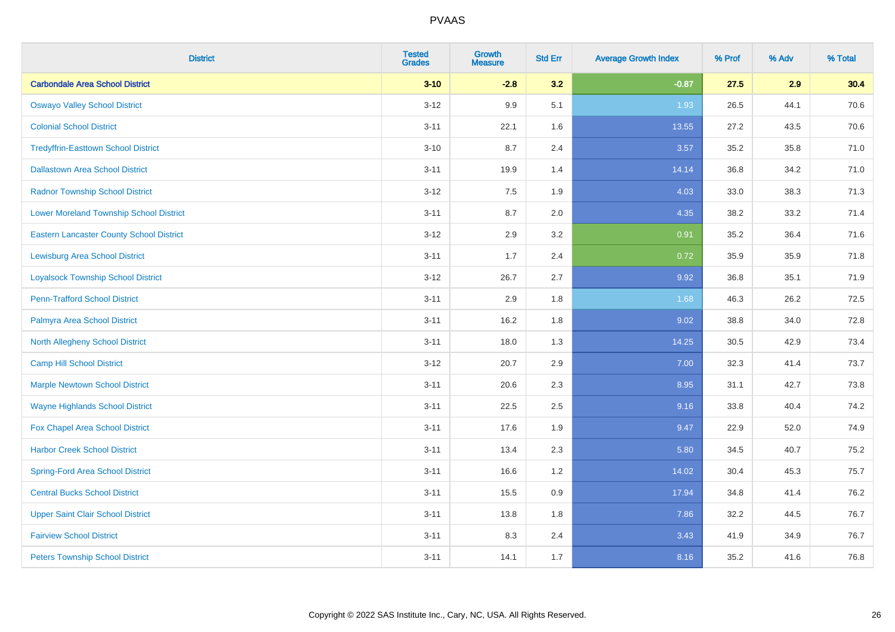# PVAAS

| District | Tested Grades | Growth Measure | Std Err | Average Growth Index | % Prof | % Adv | % Total |
|---|---|---|---|---|---|---|---|
| **Carbondale Area School District** | **3-10** | **-2.8** | **3.2** | **-0.87** | **27.5** | **2.9** | **30.4** |
| Oswayo Valley School District | 3-12 | 9.9 | 5.1 | 1.93 | 26.5 | 44.1 | 70.6 |
| Colonial School District | 3-11 | 22.1 | 1.6 | 13.55 | 27.2 | 43.5 | 70.6 |
| Tredyffrin-Easttown School District | 3-10 | 8.7 | 2.4 | 3.57 | 35.2 | 35.8 | 71.0 |
| Dallastown Area School District | 3-11 | 19.9 | 1.4 | 14.14 | 36.8 | 34.2 | 71.0 |
| Radnor Township School District | 3-12 | 7.5 | 1.9 | 4.03 | 33.0 | 38.3 | 71.3 |
| Lower Moreland Township School District | 3-11 | 8.7 | 2.0 | 4.35 | 38.2 | 33.2 | 71.4 |
| Eastern Lancaster County School District | 3-12 | 2.9 | 3.2 | 0.91 | 35.2 | 36.4 | 71.6 |
| Lewisburg Area School District | 3-11 | 1.7 | 2.4 | 0.72 | 35.9 | 35.9 | 71.8 |
| Loyalsock Township School District | 3-12 | 26.7 | 2.7 | 9.92 | 36.8 | 35.1 | 71.9 |
| Penn-Trafford School District | 3-11 | 2.9 | 1.8 | 1.68 | 46.3 | 26.2 | 72.5 |
| Palmyra Area School District | 3-11 | 16.2 | 1.8 | 9.02 | 38.8 | 34.0 | 72.8 |
| North Allegheny School District | 3-11 | 18.0 | 1.3 | 14.25 | 30.5 | 42.9 | 73.4 |
| Camp Hill School District | 3-12 | 20.7 | 2.9 | 7.00 | 32.3 | 41.4 | 73.7 |
| Marple Newtown School District | 3-11 | 20.6 | 2.3 | 8.95 | 31.1 | 42.7 | 73.8 |
| Wayne Highlands School District | 3-11 | 22.5 | 2.5 | 9.16 | 33.8 | 40.4 | 74.2 |
| Fox Chapel Area School District | 3-11 | 17.6 | 1.9 | 9.47 | 22.9 | 52.0 | 74.9 |
| Harbor Creek School District | 3-11 | 13.4 | 2.3 | 5.80 | 34.5 | 40.7 | 75.2 |
| Spring-Ford Area School District | 3-11 | 16.6 | 1.2 | 14.02 | 30.4 | 45.3 | 75.7 |
| Central Bucks School District | 3-11 | 15.5 | 0.9 | 17.94 | 34.8 | 41.4 | 76.2 |
| Upper Saint Clair School District | 3-11 | 13.8 | 1.8 | 7.86 | 32.2 | 44.5 | 76.7 |
| Fairview School District | 3-11 | 8.3 | 2.4 | 3.43 | 41.9 | 34.9 | 76.7 |
| Peters Township School District | 3-11 | 14.1 | 1.7 | 8.16 | 35.2 | 41.6 | 76.8 |

Copyright © 2022 SAS Institute Inc., Cary, NC, USA. All Rights Reserved.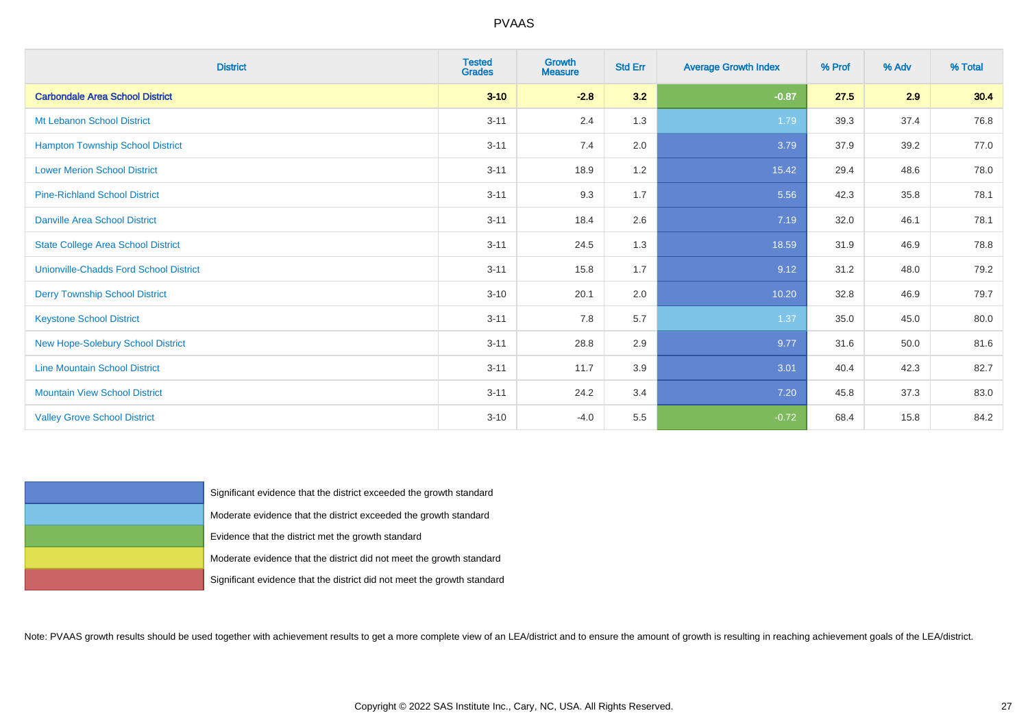# PVAAS

| District | Tested Grades | Growth Measure | Std Err | Average Growth Index | % Prof | % Adv | % Total |
|---|---|---|---|---|---|---|---|
| **Carbondale Area School District** | **3-10** | **-2.8** | **3.2** | **-0.87** | **27.5** | **2.9** | **30.4** |
| Mt Lebanon School District | 3-11 | 2.4 | 1.3 | 1.79 | 39.3 | 37.4 | 76.8 |
| Hampton Township School District | 3-11 | 7.4 | 2.0 | 3.79 | 37.9 | 39.2 | 77.0 |
| Lower Merion School District | 3-11 | 18.9 | 1.2 | 15.42 | 29.4 | 48.6 | 78.0 |
| Pine-Richland School District | 3-11 | 9.3 | 1.7 | 5.56 | 42.3 | 35.8 | 78.1 |
| Danville Area School District | 3-11 | 18.4 | 2.6 | 7.19 | 32.0 | 46.1 | 78.1 |
| State College Area School District | 3-11 | 24.5 | 1.3 | 18.59 | 31.9 | 46.9 | 78.8 |
| Unionville-Chadds Ford School District | 3-11 | 15.8 | 1.7 | 9.12 | 31.2 | 48.0 | 79.2 |
| Derry Township School District | 3-10 | 20.1 | 2.0 | 10.20 | 32.8 | 46.9 | 79.7 |
| Keystone School District | 3-11 | 7.8 | 5.7 | 1.37 | 35.0 | 45.0 | 80.0 |
| New Hope-Solebury School District | 3-11 | 28.8 | 2.9 | 9.77 | 31.6 | 50.0 | 81.6 |
| Line Mountain School District | 3-11 | 11.7 | 3.9 | 3.01 | 40.4 | 42.3 | 82.7 |
| Mountain View School District | 3-11 | 24.2 | 3.4 | 7.20 | 45.8 | 37.3 | 83.0 |
| Valley Grove School District | 3-10 | -4.0 | 5.5 | -0.72 | 68.4 | 15.8 | 84.2 |

Significant evidence that the district exceeded the growth standard

Moderate evidence that the district exceeded the growth standard

Evidence that the district met the growth standard

Moderate evidence that the district did not meet the growth standard

Significant evidence that the district did not meet the growth standard

Note: PVAAS growth results should be used together with achievement results to get a more complete view of an LEA/district and to ensure the amount of growth is resulting in reaching achievement goals of the LEA/district.

Copyright © 2022 SAS Institute Inc., Cary, NC, USA. All Rights Reserved.